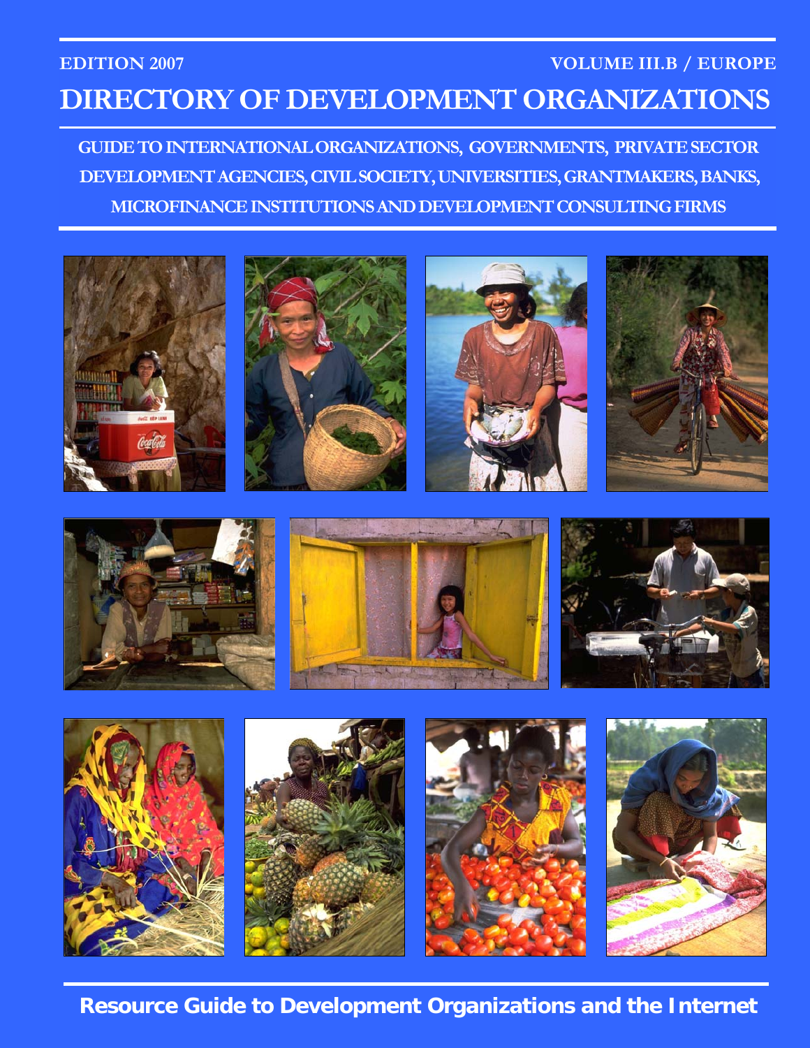EDITION 2007 VOLUME III.B / EUROPE

# DIRECTORY OF DEVELOPMENT ORGANIZATIONS

## GUIDE TO INTERNATIONAL ORGANIZATIONS, GOVERNMENTS, PRIVATE SECTOR DEVELOPMENT AGENCIES, CIVIL SOCIETY, UNIVERSITIES, GRANTMAKERS, BANKS, MICROFINANCE INSTITUTIONS AND DEVELOPMENT CONSULTING FIRMS

**Resource Guide to Development Organizations and the Internet**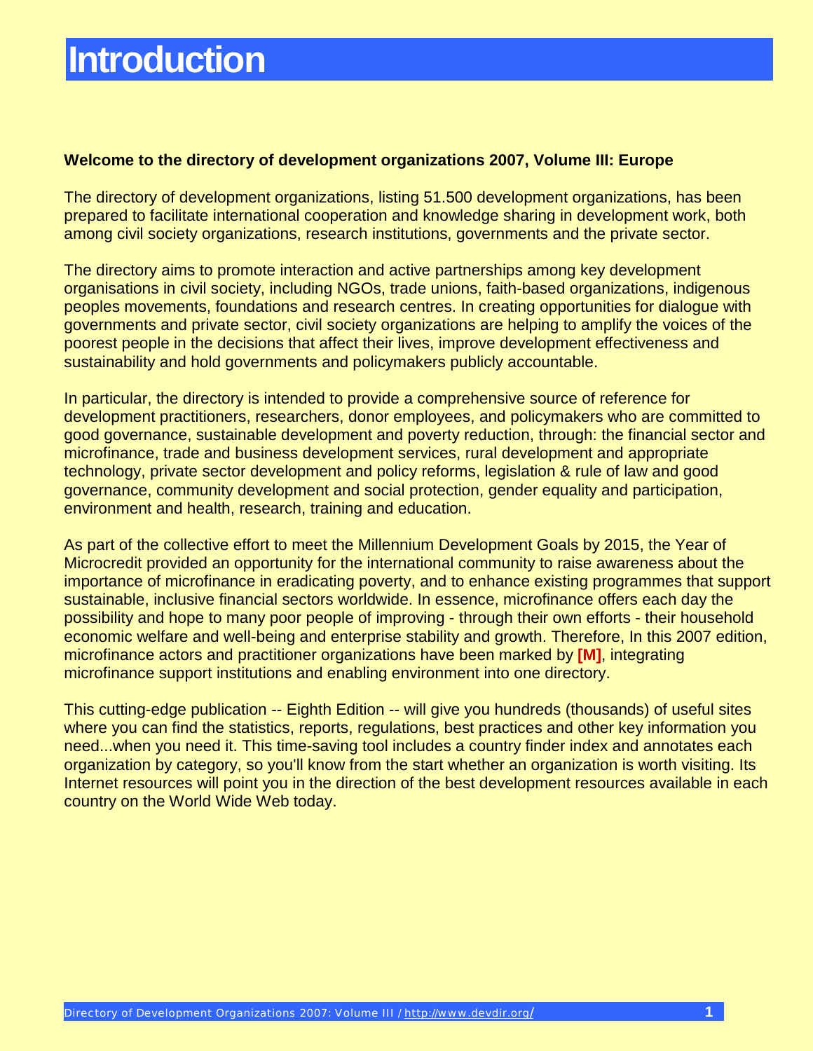# Introduction

**Welcome to the directory of development organizations 2007, Volume III: Europe**

The directory of development organizations, listing 51.500 development organizations, has been prepared to facilitate international cooperation and knowledge sharing in development work, both among civil society organizations, research institutions, governments and the private sector.

The directory aims to promote interaction and active partnerships among key development organisations in civil society, including NGOs, trade unions, faith-based organizations, indigenous peoples movements, foundations and research centres. In creating opportunities for dialogue with governments and private sector, civil society organizations are helping to amplify the voices of the poorest people in the decisions that affect their lives, improve development effectiveness and sustainability and hold governments and policymakers publicly accountable.

In particular, the directory is intended to provide a comprehensive source of reference for development practitioners, researchers, donor employees, and policymakers who are committed to good governance, sustainable development and poverty reduction, through: the financial sector and microfinance, trade and business development services, rural development and appropriate technology, private sector development and policy reforms, legislation & rule of law and good governance, community development and social protection, gender equality and participation, environment and health, research, training and education.

As part of the collective effort to meet the Millennium Development Goals by 2015, the Year of Microcredit provided an opportunity for the international community to raise awareness about the importance of microfinance in eradicating poverty, and to enhance existing programmes that support sustainable, inclusive financial sectors worldwide. In essence, microfinance offers each day the possibility and hope to many poor people of improving - through their own efforts - their household economic welfare and well-being and enterprise stability and growth. Therefore, In this 2007 edition, microfinance actors and practitioner organizations have been marked by **[M]**, integrating microfinance support institutions and enabling environment into one directory.

This cutting-edge publication -- Eighth Edition -- will give you hundreds (thousands) of useful sites where you can find the statistics, reports, regulations, best practices and other key information you need...when you need it. This time-saving tool includes a country finder index and annotates each organization by category, so you'll know from the start whether an organization is worth visiting. Its Internet resources will point you in the direction of the best development resources available in each country on the World Wide Web today.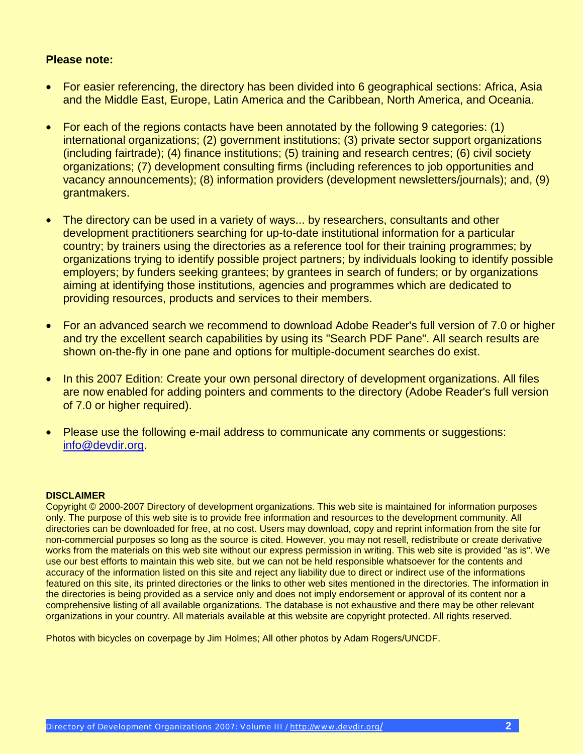**Please note:**

- For easier referencing, the directory has been divided into 6 geographical sections: Africa, Asia and the Middle East, Europe, Latin America and the Caribbean, North America, and Oceania.

- For each of the regions contacts have been annotated by the following 9 categories: (1) international organizations; (2) government institutions; (3) private sector support organizations (including fairtrade); (4) finance institutions; (5) training and research centres; (6) civil society organizations; (7) development consulting firms (including references to job opportunities and vacancy announcements); (8) information providers (development newsletters/journals); and, (9) grantmakers.

- The directory can be used in a variety of ways... by researchers, consultants and other development practitioners searching for up-to-date institutional information for a particular country; by trainers using the directories as a reference tool for their training programmes; by organizations trying to identify possible project partners; by individuals looking to identify possible employers; by funders seeking grantees; by grantees in search of funders; or by organizations aiming at identifying those institutions, agencies and programmes which are dedicated to providing resources, products and services to their members.

- For an advanced search we recommend to download Adobe Reader's full version of 7.0 or higher and try the excellent search capabilities by using its "Search PDF Pane". All search results are shown on-the-fly in one pane and options for multiple-document searches do exist.

- In this 2007 Edition: Create your own personal directory of development organizations. All files are now enabled for adding pointers and comments to the directory (Adobe Reader's full version of 7.0 or higher required).

- Please use the following e-mail address to communicate any comments or suggestions: info@devdir.org.

**DISCLAIMER**

Copyright © 2000-2007 Directory of development organizations. This web site is maintained for information purposes only. The purpose of this web site is to provide free information and resources to the development community. All directories can be downloaded for free, at no cost. Users may download, copy and reprint information from the site for non-commercial purposes so long as the source is cited. However, you may not resell, redistribute or create derivative works from the materials on this web site without our express permission in writing. This web site is provided "as is". We use our best efforts to maintain this web site, but we can not be held responsible whatsoever for the contents and accuracy of the information listed on this site and reject any liability due to direct or indirect use of the informations featured on this site, its printed directories or the links to other web sites mentioned in the directories. The information in the directories is being provided as a service only and does not imply endorsement or approval of its content nor a comprehensive listing of all available organizations. The database is not exhaustive and there may be other relevant organizations in your country. All materials available at this website are copyright protected. All rights reserved.

Photos with bicycles on coverpage by Jim Holmes; All other photos by Adam Rogers/UNCDF.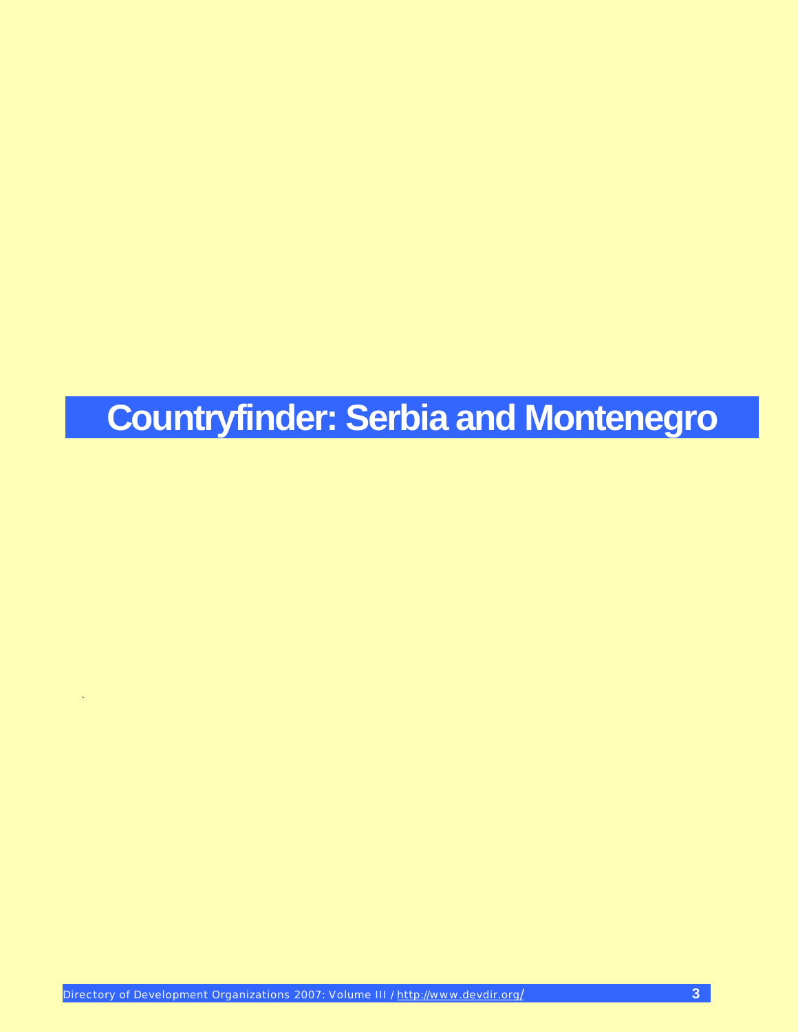# Countryfinder: Serbia and Montenegro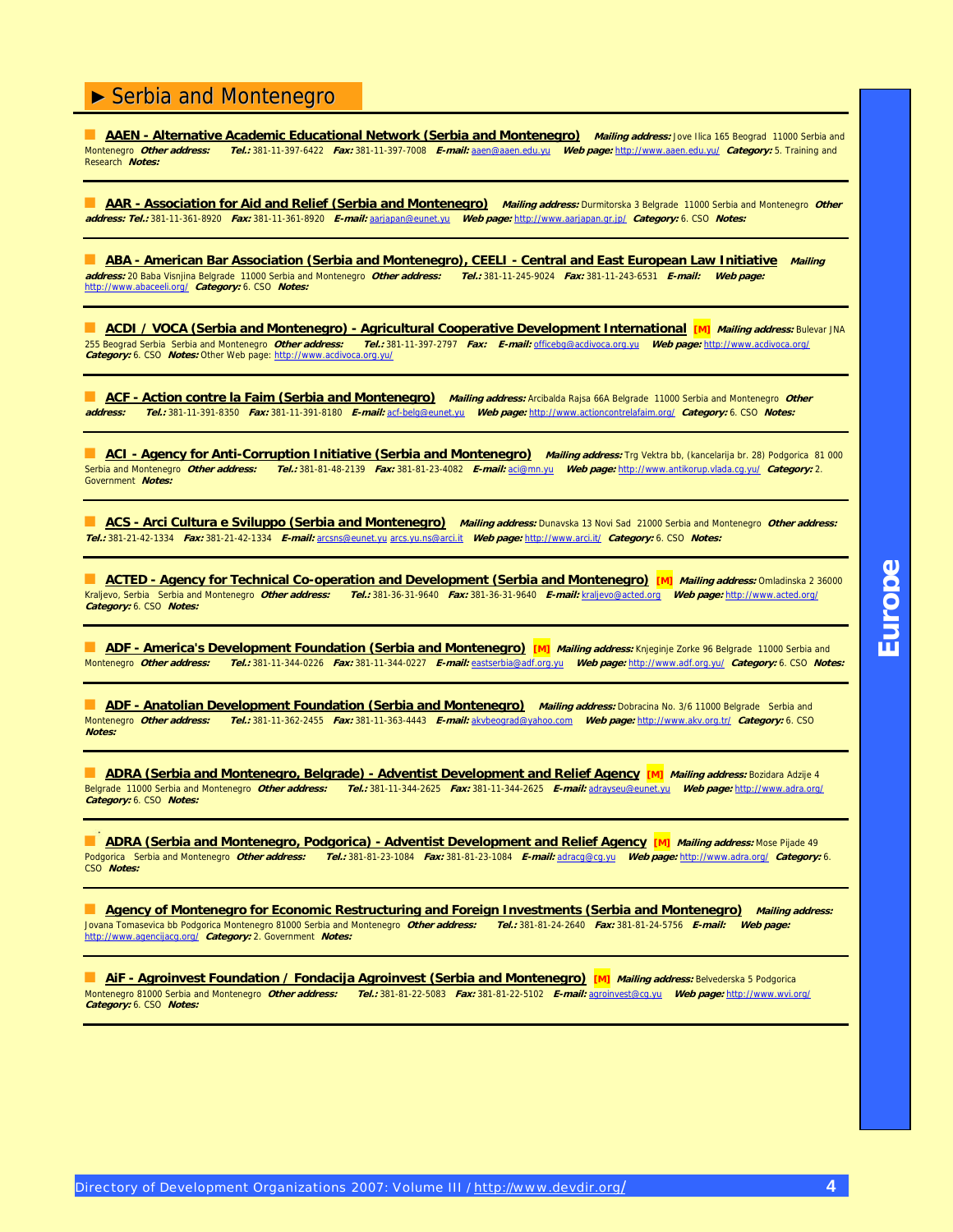## ► Serbia and Montenegro

**AAEN - Alternative Academic Educational Network (Serbia and Montenegro)** ***Mailing address:*** Jove Ilica 165 Beograd 11000 Serbia and Montenegro ***Other address:*** ***Tel.:*** 381-11-397-6422 ***Fax:*** 381-11-397-7008 ***E-mail:*** aaen@aaen.edu.yu ***Web page:*** http://www.aaen.edu.yu/ ***Category:*** 5. Training and Research ***Notes:***

---

**AAR - Association for Aid and Relief (Serbia and Montenegro)** ***Mailing address:*** Durmitorska 3 Belgrade 11000 Serbia and Montenegro ***Other address:*** ***Tel.:*** 381-11-361-8920 ***Fax:*** 381-11-361-8920 ***E-mail:*** aarjapan@eunet.yu ***Web page:*** http://www.aarjapan.gr.jp/ ***Category:*** 6. CSO ***Notes:***

---

**ABA - American Bar Association (Serbia and Montenegro), CEELI - Central and East European Law Initiative** ***Mailing address:*** 20 Baba Visnjina Belgrade 11000 Serbia and Montenegro ***Other address:*** ***Tel.:*** 381-11-245-9024 ***Fax:*** 381-11-243-6531 ***E-mail:*** ***Web page:*** http://www.abaceeli.org/ ***Category:*** 6. CSO ***Notes:***

---

**ACDI / VOCA (Serbia and Montenegro) - Agricultural Cooperative Development International** **[M]** ***Mailing address:*** Bulevar JNA 255 Beograd Serbia Serbia and Montenegro ***Other address:*** ***Tel.:*** 381-11-397-2797 ***Fax:*** ***E-mail:*** officebg@acdivoca.org.yu ***Web page:*** http://www.acdivoca.org/ ***Category:*** 6. CSO ***Notes:*** Other Web page: http://www.acdivoca.org.yu/

---

**ACF - Action contre la Faim (Serbia and Montenegro)** ***Mailing address:*** Arcibalda Rajsa 66A Belgrade 11000 Serbia and Montenegro ***Other address:*** ***Tel.:*** 381-11-391-8350 ***Fax:*** 381-11-391-8180 ***E-mail:*** acf-belg@eunet.yu ***Web page:*** http://www.actioncontrelafaim.org/ ***Category:*** 6. CSO ***Notes:***

---

**ACI - Agency for Anti-Corruption Initiative (Serbia and Montenegro)** ***Mailing address:*** Trg Vektra bb, (kancelarija br. 28) Podgorica 81 000 Serbia and Montenegro ***Other address:*** ***Tel.:*** 381-81-48-2139 ***Fax:*** 381-81-23-4082 ***E-mail:*** aci@mn.yu ***Web page:*** http://www.antikorup.vlada.cg.yu/ ***Category:*** 2. Government ***Notes:***

---

**ACS - Arci Cultura e Sviluppo (Serbia and Montenegro)** ***Mailing address:*** Dunavska 13 Novi Sad 21000 Serbia and Montenegro ***Other address:*** ***Tel.:*** 381-21-42-1334 ***Fax:*** 381-21-42-1334 ***E-mail:*** arcsns@eunet.yu arcs.yu.ns@arci.it ***Web page:*** http://www.arci.it/ ***Category:*** 6. CSO ***Notes:***

---

**ACTED - Agency for Technical Co-operation and Development (Serbia and Montenegro)** **[M]** ***Mailing address:*** Omladinska 2 36000 Kraljevo, Serbia Serbia and Montenegro ***Other address:*** ***Tel.:*** 381-36-31-9640 ***Fax:*** 381-36-31-9640 ***E-mail:*** kraljevo@acted.org ***Web page:*** http://www.acted.org/ ***Category:*** 6. CSO ***Notes:***

---

**ADF - America's Development Foundation (Serbia and Montenegro)** **[M]** ***Mailing address:*** Knjeginje Zorke 96 Belgrade 11000 Serbia and Montenegro ***Other address:*** ***Tel.:*** 381-11-344-0226 ***Fax:*** 381-11-344-0227 ***E-mail:*** eastserbia@adf.org.yu ***Web page:*** http://www.adf.org.yu/ ***Category:*** 6. CSO ***Notes:***

---

**ADF - Anatolian Development Foundation (Serbia and Montenegro)** ***Mailing address:*** Dobracina No. 3/6 11000 Belgrade Serbia and Montenegro ***Other address:*** ***Tel.:*** 381-11-362-2455 ***Fax:*** 381-11-363-4443 ***E-mail:*** akvbeograd@yahoo.com ***Web page:*** http://www.akv.org.tr/ ***Category:*** 6. CSO ***Notes:***

---

**ADRA (Serbia and Montenegro, Belgrade) - Adventist Development and Relief Agency** **[M]** ***Mailing address:*** Bozidara Adzije 4 Belgrade 11000 Serbia and Montenegro ***Other address:*** ***Tel.:*** 381-11-344-2625 ***Fax:*** 381-11-344-2625 ***E-mail:*** adrayseu@eunet.yu ***Web page:*** http://www.adra.org/ ***Category:*** 6. CSO ***Notes:***

---

**ADRA (Serbia and Montenegro, Podgorica) - Adventist Development and Relief Agency** **[M]** ***Mailing address:*** Mose Pijade 49 Podgorica Serbia and Montenegro ***Other address:*** ***Tel.:*** 381-81-23-1084 ***Fax:*** 381-81-23-1084 ***E-mail:*** adracg@cg.yu ***Web page:*** http://www.adra.org/ ***Category:*** 6. CSO ***Notes:***

---

**Agency of Montenegro for Economic Restructuring and Foreign Investments (Serbia and Montenegro)** ***Mailing address:*** Jovana Tomasevica bb Podgorica Montenegro 81000 Serbia and Montenegro ***Other address:*** ***Tel.:*** 381-81-24-2640 ***Fax:*** 381-81-24-5756 ***E-mail:*** ***Web page:*** http://www.agencijacg.org/ ***Category:*** 2. Government ***Notes:***

---

**AiF - Agroinvest Foundation / Fondacija Agroinvest (Serbia and Montenegro)** **[M]** ***Mailing address:*** Belvederska 5 Podgorica Montenegro 81000 Serbia and Montenegro ***Other address:*** ***Tel.:*** 381-81-22-5083 ***Fax:*** 381-81-22-5102 ***E-mail:*** agroinvest@cg.yu ***Web page:*** http://www.wvi.org/ ***Category:*** 6. CSO ***Notes:***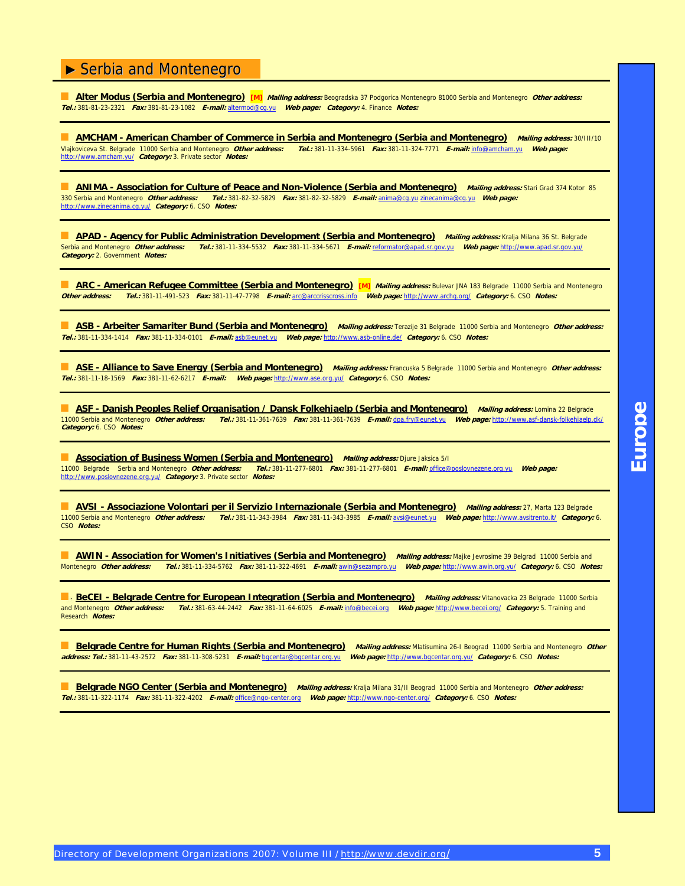## ► Serbia and Montenegro

**Alter Modus (Serbia and Montenegro)** [M] ***Mailing address:*** Beogradska 37 Podgorica Montenegro 81000 Serbia and Montenegro ***Other address:*** ***Tel.:*** 381-81-23-2321 ***Fax:*** 381-81-23-1082 ***E-mail:*** altermod@cg.yu ***Web page:*** ***Category:*** 4. Finance ***Notes:***

---

**AMCHAM - American Chamber of Commerce in Serbia and Montenegro (Serbia and Montenegro)** ***Mailing address:*** 30/III/10 Vlajkoviceva St. Belgrade 11000 Serbia and Montenegro ***Other address:*** ***Tel.:*** 381-11-334-5961 ***Fax:*** 381-11-324-7771 ***E-mail:*** info@amcham.yu ***Web page:*** http://www.amcham.yu/ ***Category:*** 3. Private sector ***Notes:***

---

**ANIMA - Association for Culture of Peace and Non-Violence (Serbia and Montenegro)** ***Mailing address:*** Stari Grad 374 Kotor 85 330 Serbia and Montenegro ***Other address:*** ***Tel.:*** 381-82-32-5829 ***Fax:*** 381-82-32-5829 ***E-mail:*** anima@cg.yu zinecanima@cg.yu ***Web page:*** http://www.zinecanima.cg.yu/ ***Category:*** 6. CSO ***Notes:***

---

**APAD - Agency for Public Administration Development (Serbia and Montenegro)** ***Mailing address:*** Kralja Milana 36 St. Belgrade Serbia and Montenegro ***Other address:*** ***Tel.:*** 381-11-334-5532 ***Fax:*** 381-11-334-5671 ***E-mail:*** reformator@apad.sr.gov.yu ***Web page:*** http://www.apad.sr.gov.yu/ ***Category:*** 2. Government ***Notes:***

---

**ARC - American Refugee Committee (Serbia and Montenegro)** [M] ***Mailing address:*** Bulevar JNA 183 Belgrade 11000 Serbia and Montenegro ***Other address:*** ***Tel.:*** 381-11-491-523 ***Fax:*** 381-11-47-7798 ***E-mail:*** arc@arccrisscross.info ***Web page:*** http://www.archq.org/ ***Category:*** 6. CSO ***Notes:***

---

**ASB - Arbeiter Samariter Bund (Serbia and Montenegro)** ***Mailing address:*** Terazije 31 Belgrade 11000 Serbia and Montenegro ***Other address:*** ***Tel.:*** 381-11-334-1414 ***Fax:*** 381-11-334-0101 ***E-mail:*** asb@eunet.yu ***Web page:*** http://www.asb-online.de/ ***Category:*** 6. CSO ***Notes:***

---

**ASE - Alliance to Save Energy (Serbia and Montenegro)** ***Mailing address:*** Francuska 5 Belgrade 11000 Serbia and Montenegro ***Other address:*** ***Tel.:*** 381-11-18-1569 ***Fax:*** 381-11-62-6217 ***E-mail:*** ***Web page:*** http://www.ase.org.yu/ ***Category:*** 6. CSO ***Notes:***

---

**ASF - Danish Peoples Relief Organisation / Dansk Folkehjaelp (Serbia and Montenegro)** ***Mailing address:*** Lomina 22 Belgrade 11000 Serbia and Montenegro ***Other address:*** ***Tel.:*** 381-11-361-7639 ***Fax:*** 381-11-361-7639 ***E-mail:*** dpa.fry@eunet.yu ***Web page:*** http://www.asf-dansk-folkehjaelp.dk/ ***Category:*** 6. CSO ***Notes:***

---

**Association of Business Women (Serbia and Montenegro)** ***Mailing address:*** Djure Jaksica 5/I 11000 Belgrade Serbia and Montenegro ***Other address:*** ***Tel.:*** 381-11-277-6801 ***Fax:*** 381-11-277-6801 ***E-mail:*** office@poslovnezene.org.yu ***Web page:*** http://www.poslovnezene.org.yu/ ***Category:*** 3. Private sector ***Notes:***

---

**AVSI - Associazione Volontari per il Servizio Internazionale (Serbia and Montenegro)** ***Mailing address:*** 27, Marta 123 Belgrade 11000 Serbia and Montenegro ***Other address:*** ***Tel.:*** 381-11-343-3984 ***Fax:*** 381-11-343-3985 ***E-mail:*** avsi@eunet.yu ***Web page:*** http://www.avsitrento.it/ ***Category:*** 6. CSO ***Notes:***

---

**AWIN - Association for Women's Initiatives (Serbia and Montenegro)** ***Mailing address:*** Majke Jevrosime 39 Belgrad 11000 Serbia and Montenegro ***Other address:*** ***Tel.:*** 381-11-334-5762 ***Fax:*** 381-11-322-4691 ***E-mail:*** awin@sezampro.yu ***Web page:*** http://www.awin.org.yu/ ***Category:*** 6. CSO ***Notes:***

---

**BeCEI - Belgrade Centre for European Integration (Serbia and Montenegro)** ***Mailing address:*** Vitanovacka 23 Belgrade 11000 Serbia and Montenegro ***Other address:*** ***Tel.:*** 381-63-44-2442 ***Fax:*** 381-11-64-6025 ***E-mail:*** info@becei.org ***Web page:*** http://www.becei.org/ ***Category:*** 5. Training and Research ***Notes:***

---

**Belgrade Centre for Human Rights (Serbia and Montenegro)** ***Mailing address:*** Mlatisumina 26-I Beograd 11000 Serbia and Montenegro ***Other address:*** ***Tel.:*** 381-11-43-2572 ***Fax:*** 381-11-308-5231 ***E-mail:*** bgcentar@bgcentar.org.yu ***Web page:*** http://www.bgcentar.org.yu/ ***Category:*** 6. CSO ***Notes:***

---

**Belgrade NGO Center (Serbia and Montenegro)** ***Mailing address:*** Kralja Milana 31/II Beograd 11000 Serbia and Montenegro ***Other address:*** ***Tel.:*** 381-11-322-1174 ***Fax:*** 381-11-322-4202 ***E-mail:*** office@ngo-center.org ***Web page:*** http://www.ngo-center.org/ ***Category:*** 6. CSO ***Notes:***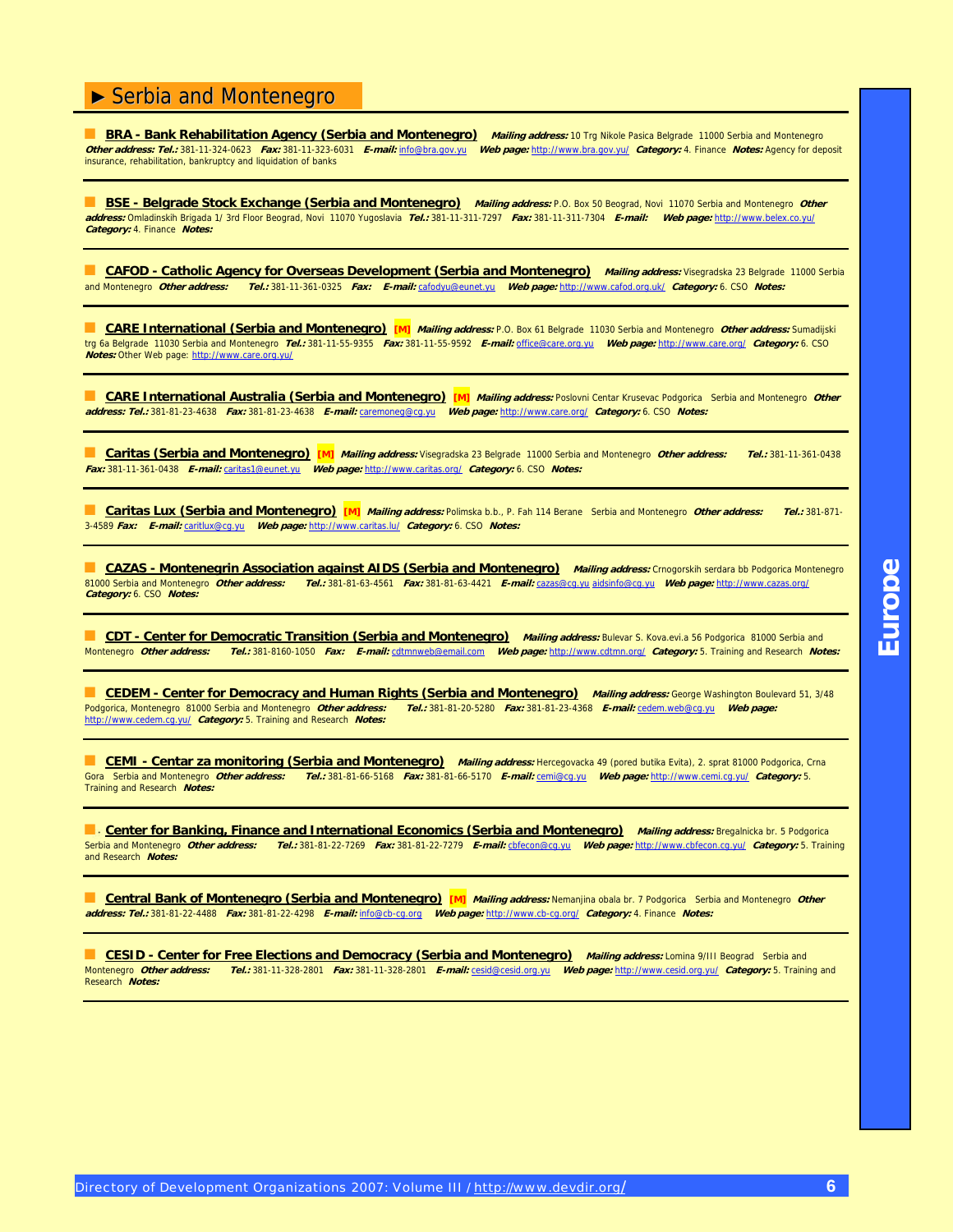# ► Serbia and Montenegro

**BRA - Bank Rehabilitation Agency (Serbia and Montenegro)** ***Mailing address:*** 10 Trg Nikole Pasica Belgrade 11000 Serbia and Montenegro ***Other address:*** ***Tel.:*** 381-11-324-0623 ***Fax:*** 381-11-323-6031 ***E-mail:*** info@bra.gov.yu ***Web page:*** http://www.bra.gov.yu/ ***Category:*** 4. Finance ***Notes:*** Agency for deposit insurance, rehabilitation, bankruptcy and liquidation of banks

---

**BSE - Belgrade Stock Exchange (Serbia and Montenegro)** ***Mailing address:*** P.O. Box 50 Beograd, Novi 11070 Serbia and Montenegro ***Other address:*** Omladinskih Brigada 1/ 3rd Floor Beograd, Novi 11070 Yugoslavia ***Tel.:*** 381-11-311-7297 ***Fax:*** 381-11-311-7304 ***E-mail:*** ***Web page:*** http://www.belex.co.yu/ ***Category:*** 4. Finance ***Notes:***

---

**CAFOD - Catholic Agency for Overseas Development (Serbia and Montenegro)** ***Mailing address:*** Visegradska 23 Belgrade 11000 Serbia and Montenegro ***Other address:*** ***Tel.:*** 381-11-361-0325 ***Fax:*** ***E-mail:*** cafodyu@eunet.yu ***Web page:*** http://www.cafod.org.uk/ ***Category:*** 6. CSO ***Notes:***

---

**CARE International (Serbia and Montenegro)** **[M]** ***Mailing address:*** P.O. Box 61 Belgrade 11030 Serbia and Montenegro ***Other address:*** Sumadijski trg 6a Belgrade 11030 Serbia and Montenegro ***Tel.:*** 381-11-55-9355 ***Fax:*** 381-11-55-9592 ***E-mail:*** office@care.org.yu ***Web page:*** http://www.care.org/ ***Category:*** 6. CSO ***Notes:*** Other Web page: http://www.care.org.yu/

---

**CARE International Australia (Serbia and Montenegro)** **[M]** ***Mailing address:*** Poslovni Centar Krusevac Podgorica Serbia and Montenegro ***Other address:*** ***Tel.:*** 381-81-23-4638 ***Fax:*** 381-81-23-4638 ***E-mail:*** caremoneg@cg.yu ***Web page:*** http://www.care.org/ ***Category:*** 6. CSO ***Notes:***

---

**Caritas (Serbia and Montenegro)** **[M]** ***Mailing address:*** Visegradska 23 Belgrade 11000 Serbia and Montenegro ***Other address:*** ***Tel.:*** 381-11-361-0438 ***Fax:*** 381-11-361-0438 ***E-mail:*** caritas1@eunet.yu ***Web page:*** http://www.caritas.org/ ***Category:*** 6. CSO ***Notes:***

---

**Caritas Lux (Serbia and Montenegro)** **[M]** ***Mailing address:*** Polimska b.b., P. Fah 114 Berane Serbia and Montenegro ***Other address:*** ***Tel.:*** 381-871-3-4589 ***Fax:*** ***E-mail:*** caritlux@cg.yu ***Web page:*** http://www.caritas.lu/ ***Category:*** 6. CSO ***Notes:***

---

**CAZAS - Montenegrin Association against AIDS (Serbia and Montenegro)** ***Mailing address:*** Crnogorskih serdara bb Podgorica Montenegro 81000 Serbia and Montenegro ***Other address:*** ***Tel.:*** 381-81-63-4561 ***Fax:*** 381-81-63-4421 ***E-mail:*** cazas@cg.yu aidsinfo@cg.yu ***Web page:*** http://www.cazas.org/ ***Category:*** 6. CSO ***Notes:***

---

**CDT - Center for Democratic Transition (Serbia and Montenegro)** ***Mailing address:*** Bulevar S. Kova.evi.a 56 Podgorica 81000 Serbia and Montenegro ***Other address:*** ***Tel.:*** 381-8160-1050 ***Fax:*** ***E-mail:*** cdtmnweb@email.com ***Web page:*** http://www.cdtmn.org/ ***Category:*** 5. Training and Research ***Notes:***

---

**CEDEM - Center for Democracy and Human Rights (Serbia and Montenegro)** ***Mailing address:*** George Washington Boulevard 51, 3/48 Podgorica, Montenegro 81000 Serbia and Montenegro ***Other address:*** ***Tel.:*** 381-81-20-5280 ***Fax:*** 381-81-23-4368 ***E-mail:*** cedem.web@cg.yu ***Web page:*** http://www.cedem.cg.yu/ ***Category:*** 5. Training and Research ***Notes:***

---

**CEMI - Centar za monitoring (Serbia and Montenegro)** ***Mailing address:*** Hercegovacka 49 (pored butika Evita), 2. sprat 81000 Podgorica, Crna Gora Serbia and Montenegro ***Other address:*** ***Tel.:*** 381-81-66-5168 ***Fax:*** 381-81-66-5170 ***E-mail:*** cemi@cg.yu ***Web page:*** http://www.cemi.cg.yu/ ***Category:*** 5. Training and Research ***Notes:***

---

**Center for Banking, Finance and International Economics (Serbia and Montenegro)** ***Mailing address:*** Bregalnicka br. 5 Podgorica Serbia and Montenegro ***Other address:*** ***Tel.:*** 381-81-22-7269 ***Fax:*** 381-81-22-7279 ***E-mail:*** cbfecon@cg.yu ***Web page:*** http://www.cbfecon.cg.yu/ ***Category:*** 5. Training and Research ***Notes:***

---

**Central Bank of Montenegro (Serbia and Montenegro)** **[M]** ***Mailing address:*** Nemanjina obala br. 7 Podgorica Serbia and Montenegro ***Other address:*** ***Tel.:*** 381-81-22-4488 ***Fax:*** 381-81-22-4298 ***E-mail:*** info@cb-cg.org ***Web page:*** http://www.cb-cg.org/ ***Category:*** 4. Finance ***Notes:***

---

**CESID - Center for Free Elections and Democracy (Serbia and Montenegro)** ***Mailing address:*** Lomina 9/III Beograd Serbia and Montenegro ***Other address:*** ***Tel.:*** 381-11-328-2801 ***Fax:*** 381-11-328-2801 ***E-mail:*** cesid@cesid.org.yu ***Web page:*** http://www.cesid.org.yu/ ***Category:*** 5. Training and Research ***Notes:***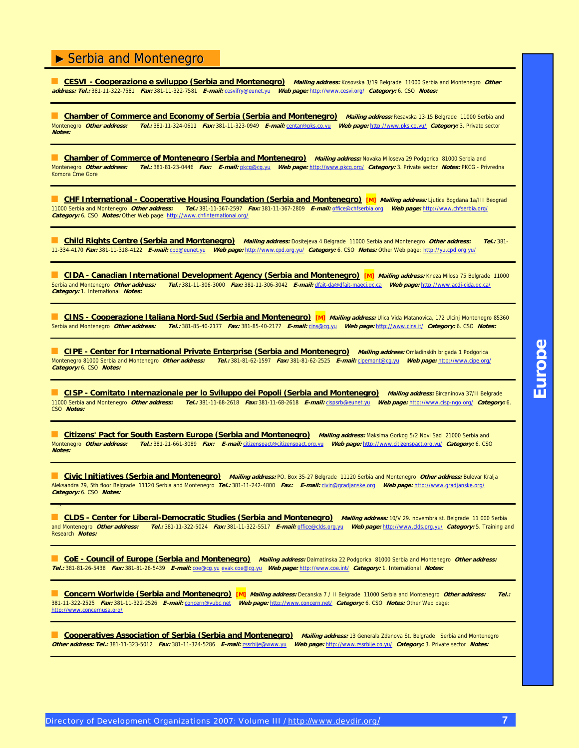## ► Serbia and Montenegro

**CESVI - Cooperazione e sviluppo (Serbia and Montenegro)** ***Mailing address:*** Kosovska 3/19 Belgrade 11000 Serbia and Montenegro ***Other address:*** ***Tel.:*** 381-11-322-7581 ***Fax:*** 381-11-322-7581 ***E-mail:*** cesvifry@eunet.yu ***Web page:*** http://www.cesvi.org/ ***Category:*** 6. CSO ***Notes:***

---

**Chamber of Commerce and Economy of Serbia (Serbia and Montenegro)** ***Mailing address:*** Resavska 13-15 Belgrade 11000 Serbia and Montenegro ***Other address:*** ***Tel.:*** 381-11-324-0611 ***Fax:*** 381-11-323-0949 ***E-mail:*** centar@pks.co.yu ***Web page:*** http://www.pks.co.yu/ ***Category:*** 3. Private sector ***Notes:***

---

**Chamber of Commerce of Montenegro (Serbia and Montenegro)** ***Mailing address:*** Novaka Miloseva 29 Podgorica 81000 Serbia and Montenegro ***Other address:*** ***Tel.:*** 381-81-23-0446 ***Fax:*** ***E-mail:*** pkcg@cg.yu ***Web page:*** http://www.pkcg.org/ ***Category:*** 3. Private sector ***Notes:*** PKCG - Privredna Komora Crne Gore

---

**CHF International - Cooperative Housing Foundation (Serbia and Montenegro)** **[M]** ***Mailing address:*** Ljutice Bogdana 1a/III Beograd 11000 Serbia and Montenegro ***Other address:*** ***Tel.:*** 381-11-367-2597 ***Fax:*** 381-11-367-2809 ***E-mail:*** office@chfserbia.org ***Web page:*** http://www.chfserbia.org/ ***Category:*** 6. CSO ***Notes:*** Other Web page: http://www.chfinternational.org/

---

**Child Rights Centre (Serbia and Montenegro)** ***Mailing address:*** Dositejeva 4 Belgrade 11000 Serbia and Montenegro ***Other address:*** ***Tel.:*** 381-11-334-4170 ***Fax:*** 381-11-318-4122 ***E-mail:*** cpd@eunet.yu ***Web page:*** http://www.cpd.org.yu/ ***Category:*** 6. CSO ***Notes:*** Other Web page: http://yu.cpd.org.yu/

---

**CIDA - Canadian International Development Agency (Serbia and Montenegro)** **[M]** ***Mailing address:*** Kneza Milosa 75 Belgrade 11000 Serbia and Montenegro ***Other address:*** ***Tel.:*** 381-11-306-3000 ***Fax:*** 381-11-306-3042 ***E-mail:*** dfait-da@dfait-maeci.gc.ca ***Web page:*** http://www.acdi-cida.gc.ca/ ***Category:*** 1. International ***Notes:***

---

**CINS - Cooperazione Italiana Nord-Sud (Serbia and Montenegro)** **[M]** ***Mailing address:*** Ulica Vida Matanovica, 172 Ulcinj Montenegro 85360 Serbia and Montenegro ***Other address:*** ***Tel.:*** 381-85-40-2177 ***Fax:*** 381-85-40-2177 ***E-mail:*** cins@cg.yu ***Web page:*** http://www.cins.it/ ***Category:*** 6. CSO ***Notes:***

---

**CIPE - Center for International Private Enterprise (Serbia and Montenegro)** ***Mailing address:*** Omladinskih brigada 1 Podgorica Montenegro 81000 Serbia and Montenegro ***Other address:*** ***Tel.:*** 381-81-62-1597 ***Fax:*** 381-81-62-2525 ***E-mail:*** cipemont@cg.yu ***Web page:*** http://www.cipe.org/ ***Category:*** 6. CSO ***Notes:***

---

**CISP - Comitato Internazionale per lo Sviluppo dei Popoli (Serbia and Montenegro)** ***Mailing address:*** Bircaninova 37/II Belgrade 11000 Serbia and Montenegro ***Other address:*** ***Tel.:*** 381-11-68-2618 ***Fax:*** 381-11-68-2618 ***E-mail:*** cispsrb@eunet.yu ***Web page:*** http://www.cisp-ngo.org/ ***Category:*** 6. CSO ***Notes:***

---

**Citizens' Pact for South Eastern Europe (Serbia and Montenegro)** ***Mailing address:*** Maksima Gorkog 5/2 Novi Sad 21000 Serbia and Montenegro ***Other address:*** ***Tel.:*** 381-21-661-3089 ***Fax:*** ***E-mail:*** citizenspact@citizenspact.org.yu ***Web page:*** http://www.citizenspact.org.yu/ ***Category:*** 6. CSO ***Notes:***

---

**Civic Initiatives (Serbia and Montenegro)** ***Mailing address:*** PO. Box 35-27 Belgrade 11120 Serbia and Montenegro ***Other address:*** Bulevar Kralja Aleksandra 79, 5th floor Belgrade 11120 Serbia and Montenegro ***Tel.:*** 381-11-242-4800 ***Fax:*** ***E-mail:*** civin@gradjanske.org ***Web page:*** http://www.gradjanske.org/ ***Category:*** 6. CSO ***Notes:***

---

**CLDS - Center for Liberal-Democratic Studies (Serbia and Montenegro)** ***Mailing address:*** 10/V 29. novembra st. Belgrade 11 000 Serbia and Montenegro ***Other address:*** ***Tel.:*** 381-11-322-5024 ***Fax:*** 381-11-322-5517 ***E-mail:*** office@clds.org.yu ***Web page:*** http://www.clds.org.yu/ ***Category:*** 5. Training and Research ***Notes:***

---

**CoE - Council of Europe (Serbia and Montenegro)** ***Mailing address:*** Dalmatinska 22 Podgorica 81000 Serbia and Montenegro ***Other address:*** ***Tel.:*** 381-81-26-5438 ***Fax:*** 381-81-26-5439 ***E-mail:*** coe@cg.yu evak.coe@cg.yu ***Web page:*** http://www.coe.int/ ***Category:*** 1. International ***Notes:***

---

**Concern Worlwide (Serbia and Montenegro)** **[M]** ***Mailing address:*** Decanska 7 / II Belgrade 11000 Serbia and Montenegro ***Other address:*** ***Tel.:*** 381-11-322-2525 ***Fax:*** 381-11-322-2526 ***E-mail:*** concern@yubc.net ***Web page:*** http://www.concern.net/ ***Category:*** 6. CSO ***Notes:*** Other Web page: http://www.concernusa.org/

---

**Cooperatives Association of Serbia (Serbia and Montenegro)** ***Mailing address:*** 13 Generala Zdanova St. Belgrade Serbia and Montenegro ***Other address:*** ***Tel.:*** 381-11-323-5012 ***Fax:*** 381-11-324-5286 ***E-mail:*** zssrbije@www.yu ***Web page:*** http://www.zssrbije.co.yu/ ***Category:*** 3. Private sector ***Notes:***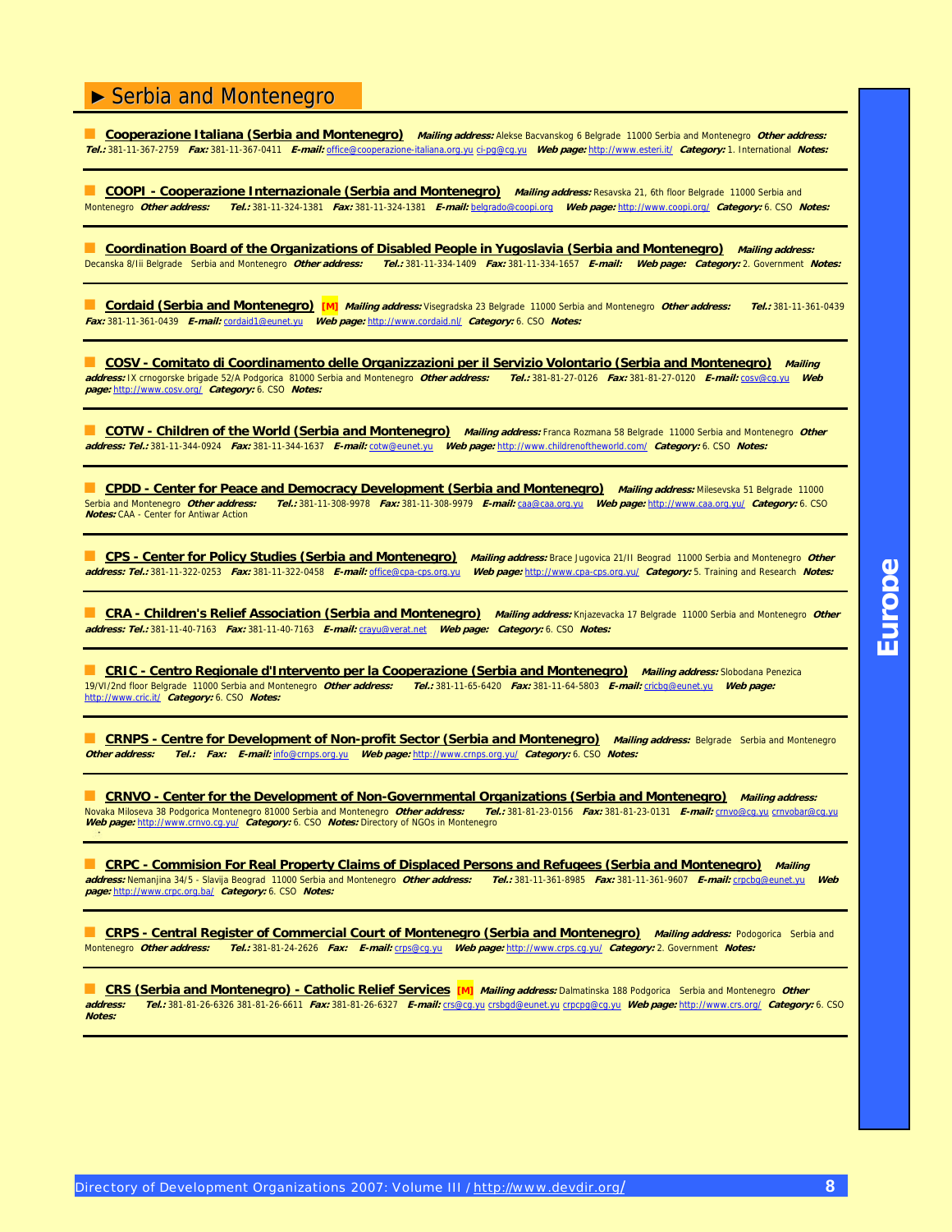# ► Serbia and Montenegro

**Cooperazione Italiana (Serbia and Montenegro)** ***Mailing address:*** Alekse Bacvanskog 6 Belgrade 11000 Serbia and Montenegro ***Other address:*** ***Tel.:*** 381-11-367-2759 ***Fax:*** 381-11-367-0411 ***E-mail:*** office@cooperazione-italiana.org.yu ci-pg@cg.yu ***Web page:*** http://www.esteri.it/ ***Category:*** 1. International ***Notes:***

---

**COOPI - Cooperazione Internazionale (Serbia and Montenegro)** ***Mailing address:*** Resavska 21, 6th floor Belgrade 11000 Serbia and Montenegro ***Other address:*** ***Tel.:*** 381-11-324-1381 ***Fax:*** 381-11-324-1381 ***E-mail:*** belgrado@coopi.org ***Web page:*** http://www.coopi.org/ ***Category:*** 6. CSO ***Notes:***

---

**Coordination Board of the Organizations of Disabled People in Yugoslavia (Serbia and Montenegro)** ***Mailing address:*** Decanska 8/Iii Belgrade Serbia and Montenegro ***Other address:*** ***Tel.:*** 381-11-334-1409 ***Fax:*** 381-11-334-1657 ***E-mail:*** ***Web page:*** ***Category:*** 2. Government ***Notes:***

---

**Cordaid (Serbia and Montenegro)** [M] ***Mailing address:*** Visegradska 23 Belgrade 11000 Serbia and Montenegro ***Other address:*** ***Tel.:*** 381-11-361-0439 ***Fax:*** 381-11-361-0439 ***E-mail:*** cordaid1@eunet.yu ***Web page:*** http://www.cordaid.nl/ ***Category:*** 6. CSO ***Notes:***

---

**COSV - Comitato di Coordinamento delle Organizzazioni per il Servizio Volontario (Serbia and Montenegro)** ***Mailing address:*** IX crnogorske brigade 52/A Podgorica 81000 Serbia and Montenegro ***Other address:*** ***Tel.:*** 381-81-27-0126 ***Fax:*** 381-81-27-0120 ***E-mail:*** cosv@cg.yu ***Web page:*** http://www.cosv.org/ ***Category:*** 6. CSO ***Notes:***

---

**COTW - Children of the World (Serbia and Montenegro)** ***Mailing address:*** Franca Rozmana 58 Belgrade 11000 Serbia and Montenegro ***Other address:*** ***Tel.:*** 381-11-344-0924 ***Fax:*** 381-11-344-1637 ***E-mail:*** cotw@eunet.yu ***Web page:*** http://www.childrenoftheworld.com/ ***Category:*** 6. CSO ***Notes:***

---

**CPDD - Center for Peace and Democracy Development (Serbia and Montenegro)** ***Mailing address:*** Milesevska 51 Belgrade 11000 Serbia and Montenegro ***Other address:*** ***Tel.:*** 381-11-308-9978 ***Fax:*** 381-11-308-9979 ***E-mail:*** caa@caa.org.yu ***Web page:*** http://www.caa.org.yu/ ***Category:*** 6. CSO ***Notes:*** CAA - Center for Antiwar Action

---

**CPS - Center for Policy Studies (Serbia and Montenegro)** ***Mailing address:*** Brace Jugovica 21/II Beograd 11000 Serbia and Montenegro ***Other address:*** ***Tel.:*** 381-11-322-0253 ***Fax:*** 381-11-322-0458 ***E-mail:*** office@cpa-cps.org.yu ***Web page:*** http://www.cpa-cps.org.yu/ ***Category:*** 5. Training and Research ***Notes:***

---

**CRA - Children's Relief Association (Serbia and Montenegro)** ***Mailing address:*** Knjazevacka 17 Belgrade 11000 Serbia and Montenegro ***Other address:*** ***Tel.:*** 381-11-40-7163 ***Fax:*** 381-11-40-7163 ***E-mail:*** crayu@verat.net ***Web page:*** ***Category:*** 6. CSO ***Notes:***

---

**CRIC - Centro Regionale d'Intervento per la Cooperazione (Serbia and Montenegro)** ***Mailing address:*** Slobodana Penezica 19/VI/2nd floor Belgrade 11000 Serbia and Montenegro ***Other address:*** ***Tel.:*** 381-11-65-6420 ***Fax:*** 381-11-64-5803 ***E-mail:*** cricbg@eunet.yu ***Web page:*** http://www.cric.it/ ***Category:*** 6. CSO ***Notes:***

---

**CRNPS - Centre for Development of Non-profit Sector (Serbia and Montenegro)** ***Mailing address:*** Belgrade Serbia and Montenegro ***Other address:*** ***Tel.:*** ***Fax:*** ***E-mail:*** info@crnps.org.yu ***Web page:*** http://www.crnps.org.yu/ ***Category:*** 6. CSO ***Notes:***

---

**CRNVO - Center for the Development of Non-Governmental Organizations (Serbia and Montenegro)** ***Mailing address:*** Novaka Miloseva 38 Podgorica Montenegro 81000 Serbia and Montenegro ***Other address:*** ***Tel.:*** 381-81-23-0156 ***Fax:*** 381-81-23-0131 ***E-mail:*** crnvo@cg.yu crnvobar@cg.yu ***Web page:*** http://www.crnvo.cg.yu/ ***Category:*** 6. CSO ***Notes:*** Directory of NGOs in Montenegro

---

**CRPC - Commision For Real Property Claims of Displaced Persons and Refugees (Serbia and Montenegro)** ***Mailing address:*** Nemanjina 34/5 - Slavija Beograd 11000 Serbia and Montenegro ***Other address:*** ***Tel.:*** 381-11-361-8985 ***Fax:*** 381-11-361-9607 ***E-mail:*** crpcbg@eunet.yu ***Web page:*** http://www.crpc.org.ba/ ***Category:*** 6. CSO ***Notes:***

---

**CRPS - Central Register of Commercial Court of Montenegro (Serbia and Montenegro)** ***Mailing address:*** Podogorica Serbia and Montenegro ***Other address:*** ***Tel.:*** 381-81-24-2626 ***Fax:*** ***E-mail:*** crps@cg.yu ***Web page:*** http://www.crps.cg.yu/ ***Category:*** 2. Government ***Notes:***

---

**CRS (Serbia and Montenegro) - Catholic Relief Services** [M] ***Mailing address:*** Dalmatinska 188 Podgorica Serbia and Montenegro ***Other address:*** ***Tel.:*** 381-81-26-6326 381-81-26-6611 ***Fax:*** 381-81-26-6327 ***E-mail:*** crs@cg.yu crsbgd@eunet.yu crpcpg@cg.yu ***Web page:*** http://www.crs.org/ ***Category:*** 6. CSO ***Notes:***

---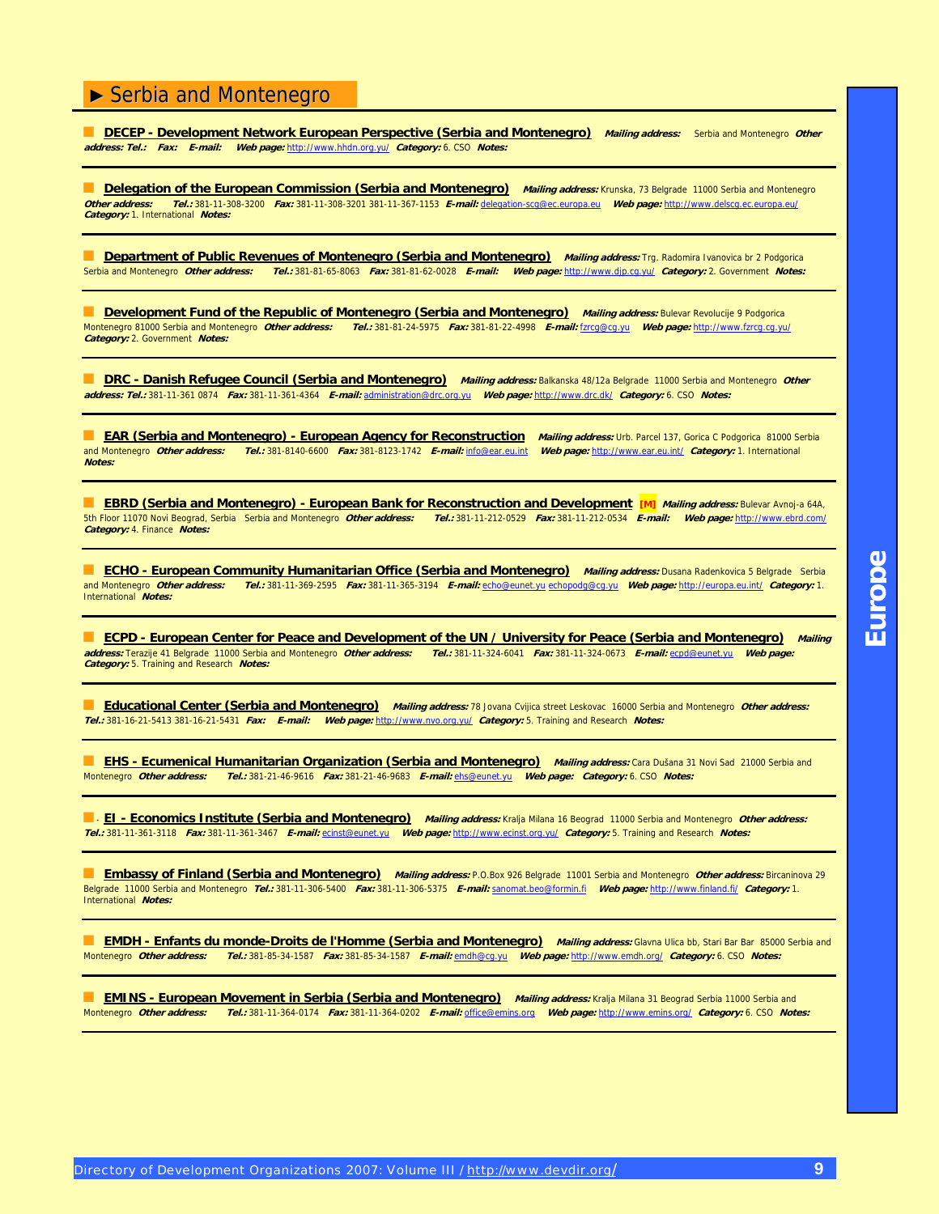## ► Serbia and Montenegro

---

■ **DECEP - Development Network European Perspective (Serbia and Montenegro)** ***Mailing address:*** Serbia and Montenegro ***Other address:*** ***Tel.:*** ***Fax:*** ***E-mail:*** ***Web page:*** http://www.hhdn.org.yu/ ***Category:*** 6. CSO ***Notes:***

---

■ **Delegation of the European Commission (Serbia and Montenegro)** ***Mailing address:*** Krunska, 73 Belgrade 11000 Serbia and Montenegro ***Other address:*** ***Tel.:*** 381-11-308-3200 ***Fax:*** 381-11-308-3201 381-11-367-1153 ***E-mail:*** delegation-scg@ec.europa.eu ***Web page:*** http://www.delscg.ec.europa.eu/ ***Category:*** 1. International ***Notes:***

---

■ **Department of Public Revenues of Montenegro (Serbia and Montenegro)** ***Mailing address:*** Trg. Radomira Ivanovica br 2 Podgorica Serbia and Montenegro ***Other address:*** ***Tel.:*** 381-81-65-8063 ***Fax:*** 381-81-62-0028 ***E-mail:*** ***Web page:*** http://www.djp.cg.yu/ ***Category:*** 2. Government ***Notes:***

---

■ **Development Fund of the Republic of Montenegro (Serbia and Montenegro)** ***Mailing address:*** Bulevar Revolucije 9 Podgorica Montenegro 81000 Serbia and Montenegro ***Other address:*** ***Tel.:*** 381-81-24-5975 ***Fax:*** 381-81-22-4998 ***E-mail:*** fzrcg@cg.yu ***Web page:*** http://www.fzrcg.cg.yu/ ***Category:*** 2. Government ***Notes:***

---

■ **DRC - Danish Refugee Council (Serbia and Montenegro)** ***Mailing address:*** Balkanska 48/12a Belgrade 11000 Serbia and Montenegro ***Other address:*** ***Tel.:*** 381-11-361 0874 ***Fax:*** 381-11-361-4364 ***E-mail:*** administration@drc.org.yu ***Web page:*** http://www.drc.dk/ ***Category:*** 6. CSO ***Notes:***

---

■ **EAR (Serbia and Montenegro) - European Agency for Reconstruction** ***Mailing address:*** Urb. Parcel 137, Gorica C Podgorica 81000 Serbia and Montenegro ***Other address:*** ***Tel.:*** 381-8140-6600 ***Fax:*** 381-8123-1742 ***E-mail:*** info@ear.eu.int ***Web page:*** http://www.ear.eu.int/ ***Category:*** 1. International ***Notes:***

---

■ **EBRD (Serbia and Montenegro) - European Bank for Reconstruction and Development** [M] ***Mailing address:*** Bulevar Avnoj-a 64A, 5th Floor 11070 Novi Beograd, Serbia Serbia and Montenegro ***Other address:*** ***Tel.:*** 381-11-212-0529 ***Fax:*** 381-11-212-0534 ***E-mail:*** ***Web page:*** http://www.ebrd.com/ ***Category:*** 4. Finance ***Notes:***

---

■ **ECHO - European Community Humanitarian Office (Serbia and Montenegro)** ***Mailing address:*** Dusana Radenkovica 5 Belgrade Serbia and Montenegro ***Other address:*** ***Tel.:*** 381-11-369-2595 ***Fax:*** 381-11-365-3194 ***E-mail:*** echo@eunet.yu echopodg@cg.yu ***Web page:*** http://europa.eu.int/ ***Category:*** 1. International ***Notes:***

---

■ **ECPD - European Center for Peace and Development of the UN / University for Peace (Serbia and Montenegro)** ***Mailing address:*** Terazije 41 Belgrade 11000 Serbia and Montenegro ***Other address:*** ***Tel.:*** 381-11-324-6041 ***Fax:*** 381-11-324-0673 ***E-mail:*** ecpd@eunet.yu ***Web page:*** ***Category:*** 5. Training and Research ***Notes:***

---

■ **Educational Center (Serbia and Montenegro)** ***Mailing address:*** 78 Jovana Cvijica street Leskovac 16000 Serbia and Montenegro ***Other address:*** ***Tel.:*** 381-16-21-5413 381-16-21-5431 ***Fax:*** ***E-mail:*** ***Web page:*** http://www.nvo.org.yu/ ***Category:*** 5. Training and Research ***Notes:***

---

■ **EHS - Ecumenical Humanitarian Organization (Serbia and Montenegro)** ***Mailing address:*** Cara Dušana 31 Novi Sad 21000 Serbia and Montenegro ***Other address:*** ***Tel.:*** 381-21-46-9616 ***Fax:*** 381-21-46-9683 ***E-mail:*** ehs@eunet.yu ***Web page:*** ***Category:*** 6. CSO ***Notes:***

---

■ **EI - Economics Institute (Serbia and Montenegro)** ***Mailing address:*** Kralja Milana 16 Beograd 11000 Serbia and Montenegro ***Other address:*** ***Tel.:*** 381-11-361-3118 ***Fax:*** 381-11-361-3467 ***E-mail:*** ecinst@eunet.yu ***Web page:*** http://www.ecinst.org.yu/ ***Category:*** 5. Training and Research ***Notes:***

---

■ **Embassy of Finland (Serbia and Montenegro)** ***Mailing address:*** P.O.Box 926 Belgrade 11001 Serbia and Montenegro ***Other address:*** Bircaninova 29 Belgrade 11000 Serbia and Montenegro ***Tel.:*** 381-11-306-5400 ***Fax:*** 381-11-306-5375 ***E-mail:*** sanomat.beo@formin.fi ***Web page:*** http://www.finland.fi/ ***Category:*** 1. International ***Notes:***

---

■ **EMDH - Enfants du monde-Droits de l'Homme (Serbia and Montenegro)** ***Mailing address:*** Glavna Ulica bb, Stari Bar Bar 85000 Serbia and Montenegro ***Other address:*** ***Tel.:*** 381-85-34-1587 ***Fax:*** 381-85-34-1587 ***E-mail:*** emdh@cg.yu ***Web page:*** http://www.emdh.org/ ***Category:*** 6. CSO ***Notes:***

---

■ **EMINS - European Movement in Serbia (Serbia and Montenegro)** ***Mailing address:*** Kralja Milana 31 Beograd Serbia 11000 Serbia and Montenegro ***Other address:*** ***Tel.:*** 381-11-364-0174 ***Fax:*** 381-11-364-0202 ***E-mail:*** office@emins.org ***Web page:*** http://www.emins.org/ ***Category:*** 6. CSO ***Notes:***

---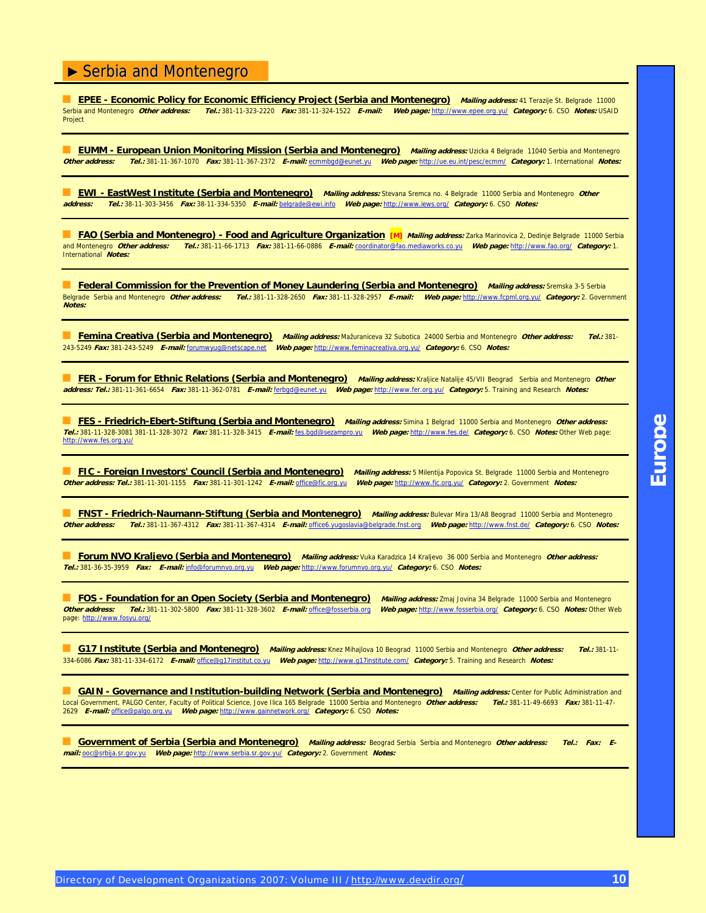## ► Serbia and Montenegro

**EPEE - Economic Policy for Economic Efficiency Project (Serbia and Montenegro)** ***Mailing address:*** 41 Terazije St. Belgrade 11000 Serbia and Montenegro ***Other address:*** ***Tel.:*** 381-11-323-2220 ***Fax:*** 381-11-324-1522 ***E-mail:*** ***Web page:*** http://www.epee.org.yu/ ***Category:*** 6. CSO ***Notes:*** USAID Project

---

**EUMM - European Union Monitoring Mission (Serbia and Montenegro)** ***Mailing address:*** Uzicka 4 Belgrade 11040 Serbia and Montenegro ***Other address:*** ***Tel.:*** 381-11-367-1070 ***Fax:*** 381-11-367-2372 ***E-mail:*** ecmmbgd@eunet.yu ***Web page:*** http://ue.eu.int/pesc/ecmm/ ***Category:*** 1. International ***Notes:***

---

**EWI - EastWest Institute (Serbia and Montenegro)** ***Mailing address:*** Stevana Sremca no. 4 Belgrade 11000 Serbia and Montenegro ***Other address:*** ***Tel.:*** 38-11-303-3456 ***Fax:*** 38-11-334-5350 ***E-mail:*** belgrade@ewi.info ***Web page:*** http://www.iews.org/ ***Category:*** 6. CSO ***Notes:***

---

**FAO (Serbia and Montenegro) - Food and Agriculture Organization** [M] ***Mailing address:*** Zarka Marinovica 2, Dedinje Belgrade 11000 Serbia and Montenegro ***Other address:*** ***Tel.:*** 381-11-66-1713 ***Fax:*** 381-11-66-0886 ***E-mail:*** coordinator@fao.mediaworks.co.yu ***Web page:*** http://www.fao.org/ ***Category:*** 1. International ***Notes:***

---

**Federal Commission for the Prevention of Money Laundering (Serbia and Montenegro)** ***Mailing address:*** Sremska 3-5 Serbia Belgrade Serbia and Montenegro ***Other address:*** ***Tel.:*** 381-11-328-2650 ***Fax:*** 381-11-328-2957 ***E-mail:*** ***Web page:*** http://www.fcpml.org.yu/ ***Category:*** 2. Government ***Notes:***

---

**Femina Creativa (Serbia and Montenegro)** ***Mailing address:*** Mažuraniceva 32 Subotica 24000 Serbia and Montenegro ***Other address:*** ***Tel.:*** 381-243-5249 ***Fax:*** 381-243-5249 ***E-mail:*** forumwyug@netscape.net ***Web page:*** http://www.feminacreativa.org.yu/ ***Category:*** 6. CSO ***Notes:***

---

**FER - Forum for Ethnic Relations (Serbia and Montenegro)** ***Mailing address:*** Kraljice Natalije 45/VII Beograd Serbia and Montenegro ***Other address:*** ***Tel.:*** 381-11-361-6654 ***Fax:*** 381-11-362-0781 ***E-mail:*** ferbgd@eunet.yu ***Web page:*** http://www.fer.org.yu/ ***Category:*** 5. Training and Research ***Notes:***

---

**FES - Friedrich-Ebert-Stiftung (Serbia and Montenegro)** ***Mailing address:*** Simina 1 Belgrad 11000 Serbia and Montenegro ***Other address:*** ***Tel.:*** 381-11-328-3081 381-11-328-3072 ***Fax:*** 381-11-328-3415 ***E-mail:*** fes.bgd@sezampro.yu ***Web page:*** http://www.fes.de/ ***Category:*** 6. CSO ***Notes:*** Other Web page: http://www.fes.org.yu/

---

**FIC - Foreign Investors' Council (Serbia and Montenegro)** ***Mailing address:*** 5 Milentija Popovica St. Belgrade 11000 Serbia and Montenegro ***Other address:*** ***Tel.:*** 381-11-301-1155 ***Fax:*** 381-11-301-1242 ***E-mail:*** office@fic.org.yu ***Web page:*** http://www.fic.org.yu/ ***Category:*** 2. Government ***Notes:***

---

**FNST - Friedrich-Naumann-Stiftung (Serbia and Montenegro)** ***Mailing address:*** Bulevar Mira 13/A8 Beograd 11000 Serbia and Montenegro ***Other address:*** ***Tel.:*** 381-11-367-4312 ***Fax:*** 381-11-367-4314 ***E-mail:*** office6.yugoslavia@belgrade.fnst.org ***Web page:*** http://www.fnst.de/ ***Category:*** 6. CSO ***Notes:***

---

**Forum NVO Kraljevo (Serbia and Montenegro)** ***Mailing address:*** Vuka Karadzica 14 Kraljevo 36 000 Serbia and Montenegro ***Other address:*** ***Tel.:*** 381-36-35-3959 ***Fax:*** ***E-mail:*** info@forumnvo.org.yu ***Web page:*** http://www.forumnvo.org.yu/ ***Category:*** 6. CSO ***Notes:***

---

**FOS - Foundation for an Open Society (Serbia and Montenegro)** ***Mailing address:*** Zmaj Jovina 34 Belgrade 11000 Serbia and Montenegro ***Other address:*** ***Tel.:*** 381-11-302-5800 ***Fax:*** 381-11-328-3602 ***E-mail:*** office@fosserbia.org ***Web page:*** http://www.fosserbia.org/ ***Category:*** 6. CSO ***Notes:*** Other Web page: http://www.fosyu.org/

---

**G17 Institute (Serbia and Montenegro)** ***Mailing address:*** Knez Mihajlova 10 Beograd 11000 Serbia and Montenegro ***Other address:*** ***Tel.:*** 381-11-334-6086 ***Fax:*** 381-11-334-6172 ***E-mail:*** office@g17institut.co.yu ***Web page:*** http://www.g17institute.com/ ***Category:*** 5. Training and Research ***Notes:***

---

**GAIN - Governance and Institution-building Network (Serbia and Montenegro)** ***Mailing address:*** Center for Public Administration and Local Government, PALGO Center, Faculty of Political Science, Jove Ilica 165 Belgrade 11000 Serbia and Montenegro ***Other address:*** ***Tel.:*** 381-11-49-6693 ***Fax:*** 381-11-47-2629 ***E-mail:*** office@palgo.org.yu ***Web page:*** http://www.gainnetwork.org/ ***Category:*** 6. CSO ***Notes:***

---

**Government of Serbia (Serbia and Montenegro)** ***Mailing address:*** Beograd Serbia Serbia and Montenegro ***Other address:*** ***Tel.:*** ***Fax:*** ***E-mail:*** ooc@srbija.sr.gov.yu ***Web page:*** http://www.serbia.sr.gov.yu/ ***Category:*** 2. Government ***Notes:***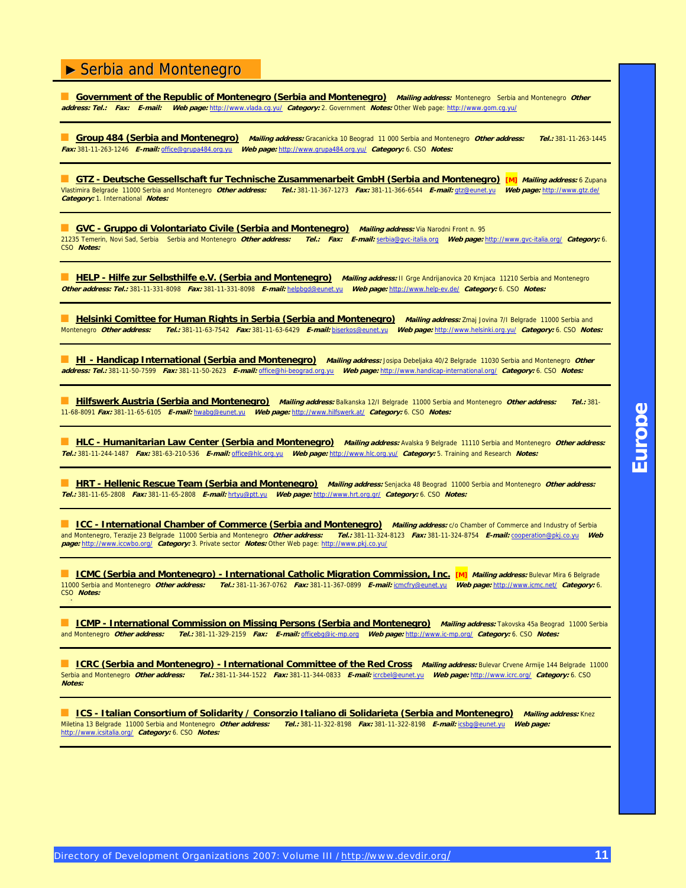## ► Serbia and Montenegro

**Government of the Republic of Montenegro (Serbia and Montenegro)** ***Mailing address:*** Montenegro Serbia and Montenegro ***Other address:*** ***Tel.:*** ***Fax:*** ***E-mail:*** ***Web page:*** http://www.vlada.cg.yu/ ***Category:*** 2. Government ***Notes:*** Other Web page: http://www.gom.cg.yu/

---

**Group 484 (Serbia and Montenegro)** ***Mailing address:*** Gracanicka 10 Beograd 11 000 Serbia and Montenegro ***Other address:*** ***Tel.:*** 381-11-263-1445 ***Fax:*** 381-11-263-1246 ***E-mail:*** office@grupa484.org.yu ***Web page:*** http://www.grupa484.org.yu/ ***Category:*** 6. CSO ***Notes:***

---

**GTZ - Deutsche Gesellschaft fur Technische Zusammenarbeit GmbH (Serbia and Montenegro)** [M] ***Mailing address:*** 6 Zupana Vlastimira Belgrade 11000 Serbia and Montenegro ***Other address:*** ***Tel.:*** 381-11-367-1273 ***Fax:*** 381-11-366-6544 ***E-mail:*** gtz@eunet.yu ***Web page:*** http://www.gtz.de/ ***Category:*** 1. International ***Notes:***

---

**GVC - Gruppo di Volontariato Civile (Serbia and Montenegro)** ***Mailing address:*** Via Narodni Front n. 95 21235 Temerin, Novi Sad, Serbia Serbia and Montenegro ***Other address:*** ***Tel.:*** ***Fax:*** ***E-mail:*** serbia@gvc-italia.org ***Web page:*** http://www.gvc-italia.org/ ***Category:*** 6. CSO ***Notes:***

---

**HELP - Hilfe zur Selbsthilfe e.V. (Serbia and Montenegro)** ***Mailing address:*** II Grge Andrijanovica 20 Krnjaca 11210 Serbia and Montenegro ***Other address:*** ***Tel.:*** 381-11-331-8098 ***Fax:*** 381-11-331-8098 ***E-mail:*** helpbgd@eunet.yu ***Web page:*** http://www.help-ev.de/ ***Category:*** 6. CSO ***Notes:***

---

**Helsinki Comittee for Human Rights in Serbia (Serbia and Montenegro)** ***Mailing address:*** Zmaj Jovina 7/I Belgrade 11000 Serbia and Montenegro ***Other address:*** ***Tel.:*** 381-11-63-7542 ***Fax:*** 381-11-63-6429 ***E-mail:*** biserkos@eunet.yu ***Web page:*** http://www.helsinki.org.yu/ ***Category:*** 6. CSO ***Notes:***

---

**HI - Handicap International (Serbia and Montenegro)** ***Mailing address:*** Josipa Debeljaka 40/2 Belgrade 11030 Serbia and Montenegro ***Other address:*** ***Tel.:*** 381-11-50-7599 ***Fax:*** 381-11-50-2623 ***E-mail:*** office@hi-beograd.org.yu ***Web page:*** http://www.handicap-international.org/ ***Category:*** 6. CSO ***Notes:***

---

**Hilfswerk Austria (Serbia and Montenegro)** ***Mailing address:*** Balkanska 12/I Belgrade 11000 Serbia and Montenegro ***Other address:*** ***Tel.:*** 381-11-68-8091 ***Fax:*** 381-11-65-6105 ***E-mail:*** hwabg@eunet.yu ***Web page:*** http://www.hilfswerk.at/ ***Category:*** 6. CSO ***Notes:***

---

**HLC - Humanitarian Law Center (Serbia and Montenegro)** ***Mailing address:*** Avalska 9 Belgrade 11110 Serbia and Montenegro ***Other address:*** ***Tel.:*** 381-11-244-1487 ***Fax:*** 381-63-210-536 ***E-mail:*** office@hlc.org.yu ***Web page:*** http://www.hlc.org.yu/ ***Category:*** 5. Training and Research ***Notes:***

---

**HRT - Hellenic Rescue Team (Serbia and Montenegro)** ***Mailing address:*** Senjacka 48 Beograd 11000 Serbia and Montenegro ***Other address:*** ***Tel.:*** 381-11-65-2808 ***Fax:*** 381-11-65-2808 ***E-mail:*** hrtyu@ptt.yu ***Web page:*** http://www.hrt.org.gr/ ***Category:*** 6. CSO ***Notes:***

---

**ICC - International Chamber of Commerce (Serbia and Montenegro)** ***Mailing address:*** c/o Chamber of Commerce and Industry of Serbia and Montenegro, Terazije 23 Belgrade 11000 Serbia and Montenegro ***Other address:*** ***Tel.:*** 381-11-324-8123 ***Fax:*** 381-11-324-8754 ***E-mail:*** cooperation@pkj.co.yu ***Web page:*** http://www.iccwbo.org/ ***Category:*** 3. Private sector ***Notes:*** Other Web page: http://www.pkj.co.yu/

---

**ICMC (Serbia and Montenegro) - International Catholic Migration Commission, Inc.** [M] ***Mailing address:*** Bulevar Mira 6 Belgrade 11000 Serbia and Montenegro ***Other address:*** ***Tel.:*** 381-11-367-0762 ***Fax:*** 381-11-367-0899 ***E-mail:*** icmcfry@eunet.yu ***Web page:*** http://www.icmc.net/ ***Category:*** 6. CSO ***Notes:***

---

**ICMP - International Commission on Missing Persons (Serbia and Montenegro)** ***Mailing address:*** Takovska 45a Beograd 11000 Serbia and Montenegro ***Other address:*** ***Tel.:*** 381-11-329-2159 ***Fax:*** ***E-mail:*** officebg@ic-mp.org ***Web page:*** http://www.ic-mp.org/ ***Category:*** 6. CSO ***Notes:***

---

**ICRC (Serbia and Montenegro) - International Committee of the Red Cross** ***Mailing address:*** Bulevar Crvene Armije 144 Belgrade 11000 Serbia and Montenegro ***Other address:*** ***Tel.:*** 381-11-344-1522 ***Fax:*** 381-11-344-0833 ***E-mail:*** icrcbel@eunet.yu ***Web page:*** http://www.icrc.org/ ***Category:*** 6. CSO ***Notes:***

---

**ICS - Italian Consortium of Solidarity / Consorzio Italiano di Solidarieta (Serbia and Montenegro)** ***Mailing address:*** Knez Miletina 13 Belgrade 11000 Serbia and Montenegro ***Other address:*** ***Tel.:*** 381-11-322-8198 ***Fax:*** 381-11-322-8198 ***E-mail:*** icsbg@eunet.yu ***Web page:*** http://www.icsitalia.org/ ***Category:*** 6. CSO ***Notes:***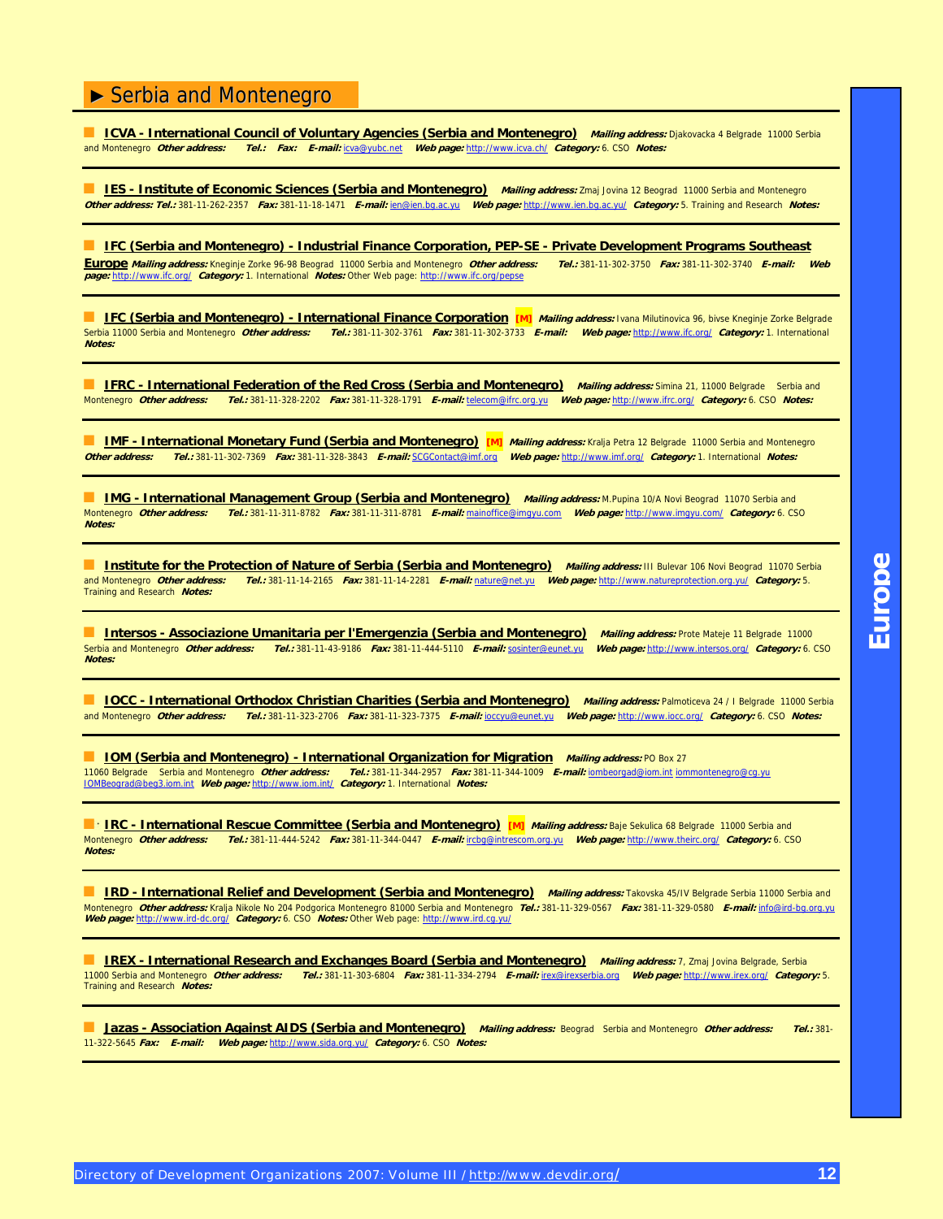# ► Serbia and Montenegro

**ICVA - International Council of Voluntary Agencies (Serbia and Montenegro)** ***Mailing address:*** Djakovacka 4 Belgrade 11000 Serbia and Montenegro ***Other address:*** ***Tel.:*** ***Fax:*** ***E-mail:*** icva@yubc.net ***Web page:*** http://www.icva.ch/ ***Category:*** 6. CSO ***Notes:***

---

**IES - Institute of Economic Sciences (Serbia and Montenegro)** ***Mailing address:*** Zmaj Jovina 12 Beograd 11000 Serbia and Montenegro ***Other address:*** ***Tel.:*** 381-11-262-2357 ***Fax:*** 381-11-18-1471 ***E-mail:*** ien@ien.bg.ac.yu ***Web page:*** http://www.ien.bg.ac.yu/ ***Category:*** 5. Training and Research ***Notes:***

---

**IFC (Serbia and Montenegro) - Industrial Finance Corporation, PEP-SE - Private Development Programs Southeast Europe** ***Mailing address:*** Kneginje Zorke 96-98 Beograd 11000 Serbia and Montenegro ***Other address:*** ***Tel.:*** 381-11-302-3750 ***Fax:*** 381-11-302-3740 ***E-mail:*** ***Web page:*** http://www.ifc.org/ ***Category:*** 1. International ***Notes:*** Other Web page: http://www.ifc.org/pepse

---

**IFC (Serbia and Montenegro) - International Finance Corporation** [M] ***Mailing address:*** Ivana Milutinovica 96, bivse Kneginje Zorke Belgrade Serbia 11000 Serbia and Montenegro ***Other address:*** ***Tel.:*** 381-11-302-3761 ***Fax:*** 381-11-302-3733 ***E-mail:*** ***Web page:*** http://www.ifc.org/ ***Category:*** 1. International ***Notes:***

---

**IFRC - International Federation of the Red Cross (Serbia and Montenegro)** ***Mailing address:*** Simina 21, 11000 Belgrade Serbia and Montenegro ***Other address:*** ***Tel.:*** 381-11-328-2202 ***Fax:*** 381-11-328-1791 ***E-mail:*** telecom@ifrc.org.yu ***Web page:*** http://www.ifrc.org/ ***Category:*** 6. CSO ***Notes:***

---

**IMF - International Monetary Fund (Serbia and Montenegro)** [M] ***Mailing address:*** Kralja Petra 12 Belgrade 11000 Serbia and Montenegro ***Other address:*** ***Tel.:*** 381-11-302-7369 ***Fax:*** 381-11-328-3843 ***E-mail:*** SCGContact@imf.org ***Web page:*** http://www.imf.org/ ***Category:*** 1. International ***Notes:***

---

**IMG - International Management Group (Serbia and Montenegro)** ***Mailing address:*** M.Pupina 10/A Novi Beograd 11070 Serbia and Montenegro ***Other address:*** ***Tel.:*** 381-11-311-8782 ***Fax:*** 381-11-311-8781 ***E-mail:*** mainoffice@imgyu.com ***Web page:*** http://www.imgyu.com/ ***Category:*** 6. CSO ***Notes:***

---

**Institute for the Protection of Nature of Serbia (Serbia and Montenegro)** ***Mailing address:*** III Bulevar 106 Novi Beograd 11070 Serbia and Montenegro ***Other address:*** ***Tel.:*** 381-11-14-2165 ***Fax:*** 381-11-14-2281 ***E-mail:*** nature@net.yu ***Web page:*** http://www.natureprotection.org.yu/ ***Category:*** 5. Training and Research ***Notes:***

---

**Intersos - Associazione Umanitaria per l'Emergenzia (Serbia and Montenegro)** ***Mailing address:*** Prote Mateje 11 Belgrade 11000 Serbia and Montenegro ***Other address:*** ***Tel.:*** 381-11-43-9186 ***Fax:*** 381-11-444-5110 ***E-mail:*** sosinter@eunet.yu ***Web page:*** http://www.intersos.org/ ***Category:*** 6. CSO ***Notes:***

---

**IOCC - International Orthodox Christian Charities (Serbia and Montenegro)** ***Mailing address:*** Palmoticeva 24 / I Belgrade 11000 Serbia and Montenegro ***Other address:*** ***Tel.:*** 381-11-323-2706 ***Fax:*** 381-11-323-7375 ***E-mail:*** ioccyu@eunet.yu ***Web page:*** http://www.iocc.org/ ***Category:*** 6. CSO ***Notes:***

---

**IOM (Serbia and Montenegro) - International Organization for Migration** ***Mailing address:*** PO Box 27 11060 Belgrade Serbia and Montenegro ***Other address:*** ***Tel.:*** 381-11-344-2957 ***Fax:*** 381-11-344-1009 ***E-mail:*** iombeorgad@iom.int iommontenegro@cg.yu IOMBeograd@beg3.iom.int ***Web page:*** http://www.iom.int/ ***Category:*** 1. International ***Notes:***

---

**IRC - International Rescue Committee (Serbia and Montenegro)** [M] ***Mailing address:*** Baje Sekulica 68 Belgrade 11000 Serbia and Montenegro ***Other address:*** ***Tel.:*** 381-11-444-5242 ***Fax:*** 381-11-344-0447 ***E-mail:*** ircbg@intrescom.org.yu ***Web page:*** http://www.theirc.org/ ***Category:*** 6. CSO ***Notes:***

---

**IRD - International Relief and Development (Serbia and Montenegro)** ***Mailing address:*** Takovska 45/IV Belgrade Serbia 11000 Serbia and Montenegro ***Other address:*** Kralja Nikole No 204 Podgorica Montenegro 81000 Serbia and Montenegro ***Tel.:*** 381-11-329-0567 ***Fax:*** 381-11-329-0580 ***E-mail:*** info@ird-bg.org.yu ***Web page:*** http://www.ird-dc.org/ ***Category:*** 6. CSO ***Notes:*** Other Web page: http://www.ird.cg.yu/

---

**IREX - International Research and Exchanges Board (Serbia and Montenegro)** ***Mailing address:*** 7, Zmaj Jovina Belgrade, Serbia 11000 Serbia and Montenegro ***Other address:*** ***Tel.:*** 381-11-303-6804 ***Fax:*** 381-11-334-2794 ***E-mail:*** irex@irexserbia.org ***Web page:*** http://www.irex.org/ ***Category:*** 5. Training and Research ***Notes:***

---

**Jazas - Association Against AIDS (Serbia and Montenegro)** ***Mailing address:*** Beograd Serbia and Montenegro ***Other address:*** ***Tel.:*** 381-11-322-5645 ***Fax:*** ***E-mail:*** ***Web page:*** http://www.sida.org.yu/ ***Category:*** 6. CSO ***Notes:***

---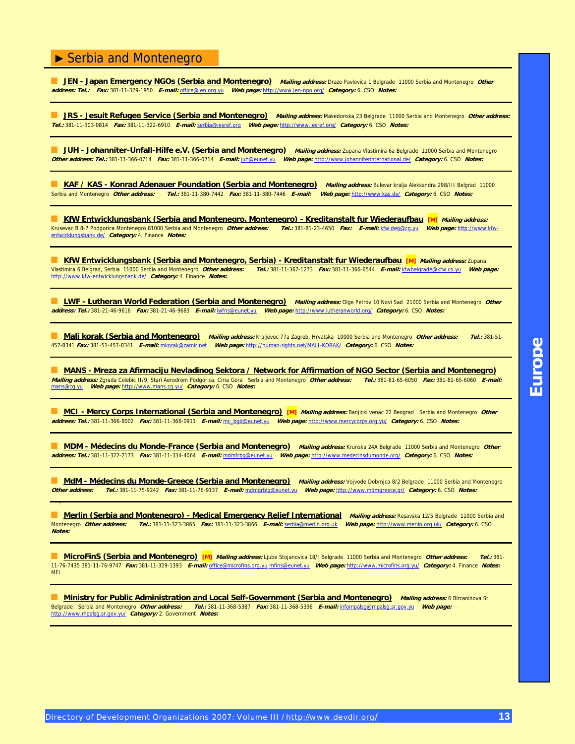## ► Serbia and Montenegro

■ **JEN - Japan Emergency NGOs (Serbia and Montenegro)** ***Mailing address:*** Draze Pavlovica 1 Belgrade 11000 Serbia and Montenegro ***Other address:*** ***Tel.:*** ***Fax:*** 381-11-329-1950 ***E-mail:*** office@jen.org.yu ***Web page:*** http://www.jen-npo.org/ ***Category:*** 6. CSO ***Notes:***

■ **JRS - Jesuit Refugee Service (Serbia and Montenegro)** ***Mailing address:*** Makedonska 23 Belgrade 11000 Serbia and Montenegro ***Other address:*** ***Tel.:*** 381-11-303-0814 ***Fax:*** 381-11-322-6910 ***E-mail:*** serbia@jesref.org ***Web page:*** http://www.jesref.org/ ***Category:*** 6. CSO ***Notes:***

■ **JUH - Johanniter-Unfall-Hilfe e.V. (Serbia and Montenegro)** ***Mailing address:*** Zupana Vlastimira 6a Belgrade 11000 Serbia and Montenegro ***Other address:*** ***Tel.:*** 381-11-366-0714 ***Fax:*** 381-11-366-0714 ***E-mail:*** juh@eunet.yu ***Web page:*** http://www.johanniterinternational.de/ ***Category:*** 6. CSO ***Notes:***

■ **KAF / KAS - Konrad Adenauer Foundation (Serbia and Montenegro)** ***Mailing address:*** Bulevar kralja Aleksandra 298/III Belgrad 11000 Serbia and Montenegro ***Other address:*** ***Tel.:*** 381-11-380-7442 ***Fax:*** 381-11-380-7446 ***E-mail:*** ***Web page:*** http://www.kas.de/ ***Category:*** 6. CSO ***Notes:***

■ **KfW Entwicklungsbank (Serbia and Montenegro, Montenegro) - Kreditanstalt fur Wiederaufbau** **[M]** ***Mailing address:*** Krusevac B 8-7 Podgorica Montenegro 81000 Serbia and Montenegro ***Other address:*** ***Tel.:*** 381-81-23-4650 ***Fax:*** ***E-mail:*** kfw.deg@cg.yu ***Web page:*** http://www.kfw-entwicklungsbank.de/ ***Category:*** 4. Finance ***Notes:***

■ **KfW Entwicklungsbank (Serbia and Montenegro, Serbia) - Kreditanstalt fur Wiederaufbau** **[M]** ***Mailing address:*** Zupana Vlastimira 6 Belgrad, Serbia 11000 Serbia and Montenegro ***Other address:*** ***Tel.:*** 381-11-367-1273 ***Fax:*** 381-11-366-6544 ***E-mail:*** kfwbelgrade@kfw.co.yu ***Web page:*** http://www.kfw-entwicklungsbank.de/ ***Category:*** 4. Finance ***Notes:***

■ **LWF - Lutheran World Federation (Serbia and Montenegro)** ***Mailing address:*** Olge Petrov 10 Novi Sad 21000 Serbia and Montenegro ***Other address:*** ***Tel.:*** 381-21-46-9616 ***Fax:*** 381-21-46-9683 ***E-mail:*** lwfns@eunet.yu ***Web page:*** http://www.lutheranworld.org/ ***Category:*** 6. CSO ***Notes:***

■ **Mali korak (Serbia and Montenegro)** ***Mailing address:*** Kraljevec 77a Zagreb, Hrvatska 10000 Serbia and Montenegro ***Other address:*** ***Tel.:*** 381-51-457-8341 ***Fax:*** 381-51-457-8341 ***E-mail:*** mkorak@zamir.net ***Web page:*** http://human-rights.net/MALI-KORAK/ ***Category:*** 6. CSO ***Notes:***

■ **MANS - Mreza za Afirmaciju Nevladinog Sektora / Network for Affirmation of NGO Sector (Serbia and Montenegro)** ***Mailing address:*** Zgrada Celebic II/9, Stari Aerodrom Podgorica, Crna Gora Serbia and Montenegro ***Other address:*** ***Tel.:*** 381-81-65-6050 ***Fax:*** 381-81-65-6060 ***E-mail:*** mans@cg.yu ***Web page:*** http://www.mans.cg.yu/ ***Category:*** 6. CSO ***Notes:***

■ **MCI - Mercy Corps International (Serbia and Montenegro)** **[M]** ***Mailing address:*** Banjicki venac 22 Beograd Serbia and Montenegro ***Other address:*** ***Tel.:*** 381-11-366-8002 ***Fax:*** 381-11-366-0911 ***E-mail:*** mc_bgd@eunet.yu ***Web page:*** http://www.mercycorps.org.yu/ ***Category:*** 6. CSO ***Notes:***

■ **MDM - Médecins du Monde-France (Serbia and Montenegro)** ***Mailing address:*** Krunska 24A Belgrade 11000 Serbia and Montenegro ***Other address:*** ***Tel.:*** 381-11-322-2173 ***Fax:*** 381-11-334-4064 ***E-mail:*** mdmfrbg@eunet.yu ***Web page:*** http://www.medecinsdumonde.org/ ***Category:*** 6. CSO ***Notes:***

■ **MdM - Médecins du Monde-Greece (Serbia and Montenegro)** ***Mailing address:*** Vojvode Dobrnjca 8/2 Belgrade 11000 Serbia and Montenegro ***Other address:*** ***Tel.:*** 381-11-75-9242 ***Fax:*** 381-11-76-9137 ***E-mail:*** mdmgrblg@eunet.yu ***Web page:*** http://www.mdmgreece.gr/ ***Category:*** 6. CSO ***Notes:***

■ **Merlin (Serbia and Montenegro) - Medical Emergency Relief International** ***Mailing address:*** Resavska 12/5 Belgrade 11000 Serbia and Montenegro ***Other address:*** ***Tel.:*** 381-11-323-3865 ***Fax:*** 381-11-323-3866 ***E-mail:*** serbia@merlin.org.uk ***Web page:*** http://www.merlin.org.uk/ ***Category:*** 6. CSO ***Notes:***

■ **MicroFinS (Serbia and Montenegro)** **[M]** ***Mailing address:*** Ljube Stojanovica 18/I Belgrade 11000 Serbia and Montenegro ***Other address:*** ***Tel.:*** 381-11-76-7435 381-11-76-9747 ***Fax:*** 381-11-329-1393 ***E-mail:*** office@microfins.org.yu mfins@eunet.yu ***Web page:*** http://www.microfins.org.yu/ ***Category:*** 4. Finance ***Notes:*** MFI

■ **Ministry for Public Administration and Local Self-Government (Serbia and Montenegro)** ***Mailing address:*** 6 Bircaninova St. Belgrade Serbia and Montenegro ***Other address:*** ***Tel.:*** 381-11-368-5387 ***Fax:*** 381-11-368-5396 ***E-mail:*** infompalsg@mpalsg.sr.gov.yu ***Web page:*** http://www.mpalsg.sr.gov.yu/ ***Category:*** 2. Government ***Notes:***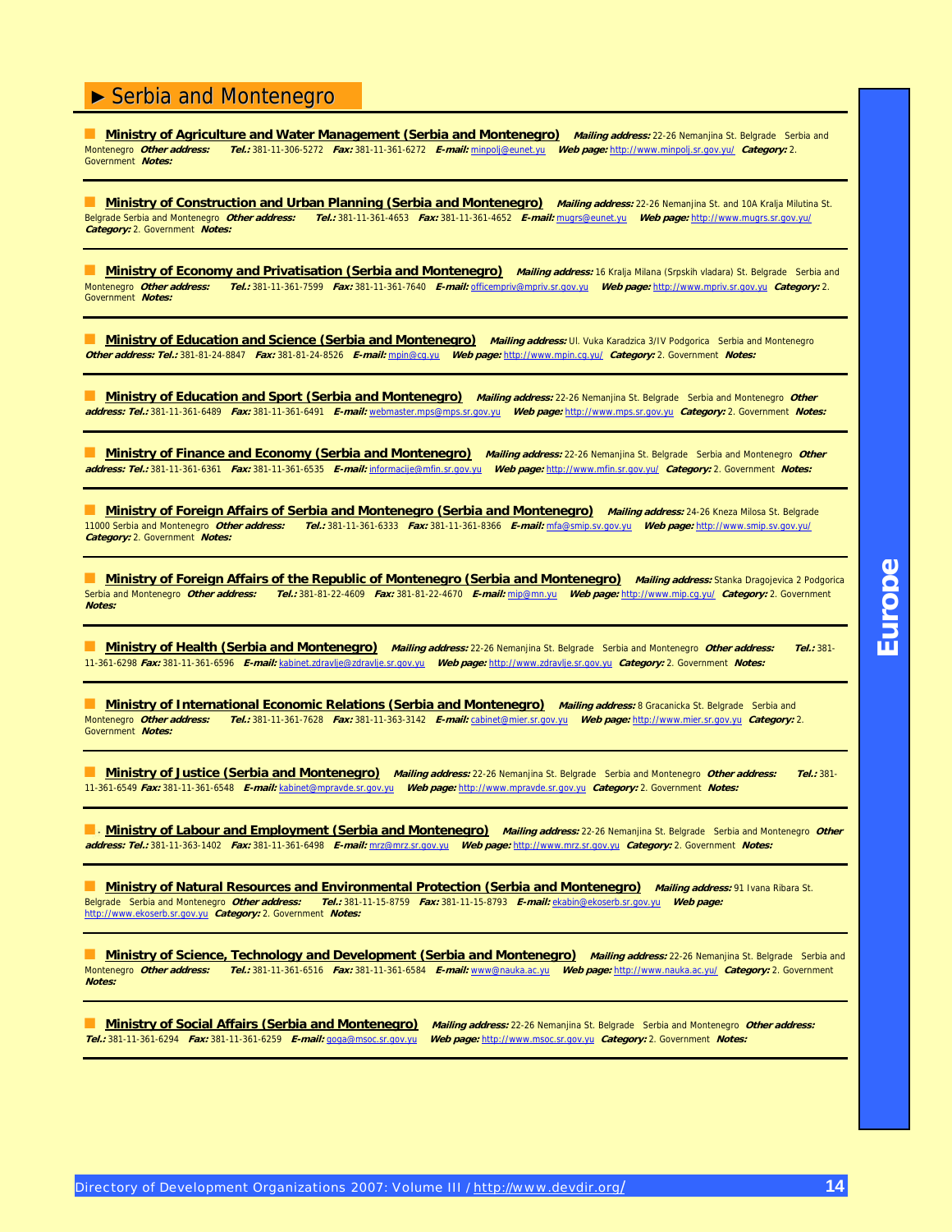## ► Serbia and Montenegro

**Ministry of Agriculture and Water Management (Serbia and Montenegro)** ***Mailing address:*** 22-26 Nemanjina St. Belgrade Serbia and Montenegro ***Other address:*** ***Tel.:*** 381-11-306-5272 ***Fax:*** 381-11-361-6272 ***E-mail:*** minpolj@eunet.yu ***Web page:*** http://www.minpolj.sr.gov.yu/ ***Category:*** 2. Government ***Notes:***

---

**Ministry of Construction and Urban Planning (Serbia and Montenegro)** ***Mailing address:*** 22-26 Nemanjina St. and 10A Kralja Milutina St. Belgrade Serbia and Montenegro ***Other address:*** ***Tel.:*** 381-11-361-4653 ***Fax:*** 381-11-361-4652 ***E-mail:*** mugrs@eunet.yu ***Web page:*** http://www.mugrs.sr.gov.yu/ ***Category:*** 2. Government ***Notes:***

---

**Ministry of Economy and Privatisation (Serbia and Montenegro)** ***Mailing address:*** 16 Kralja Milana (Srpskih vladara) St. Belgrade Serbia and Montenegro ***Other address:*** ***Tel.:*** 381-11-361-7599 ***Fax:*** 381-11-361-7640 ***E-mail:*** officempriv@mpriv.sr.gov.yu ***Web page:*** http://www.mpriv.sr.gov.yu ***Category:*** 2. Government ***Notes:***

---

**Ministry of Education and Science (Serbia and Montenegro)** ***Mailing address:*** Ul. Vuka Karadzica 3/IV Podgorica Serbia and Montenegro ***Other address:*** ***Tel.:*** 381-81-24-8847 ***Fax:*** 381-81-24-8526 ***E-mail:*** mpin@cg.yu ***Web page:*** http://www.mpin.cg.yu/ ***Category:*** 2. Government ***Notes:***

---

**Ministry of Education and Sport (Serbia and Montenegro)** ***Mailing address:*** 22-26 Nemanjina St. Belgrade Serbia and Montenegro ***Other address:*** ***Tel.:*** 381-11-361-6489 ***Fax:*** 381-11-361-6491 ***E-mail:*** webmaster.mps@mps.sr.gov.yu ***Web page:*** http://www.mps.sr.gov.yu ***Category:*** 2. Government ***Notes:***

---

**Ministry of Finance and Economy (Serbia and Montenegro)** ***Mailing address:*** 22-26 Nemanjina St. Belgrade Serbia and Montenegro ***Other address:*** ***Tel.:*** 381-11-361-6361 ***Fax:*** 381-11-361-6535 ***E-mail:*** informacije@mfin.sr.gov.yu ***Web page:*** http://www.mfin.sr.gov.yu/ ***Category:*** 2. Government ***Notes:***

---

**Ministry of Foreign Affairs of Serbia and Montenegro (Serbia and Montenegro)** ***Mailing address:*** 24-26 Kneza Milosa St. Belgrade 11000 Serbia and Montenegro ***Other address:*** ***Tel.:*** 381-11-361-6333 ***Fax:*** 381-11-361-8366 ***E-mail:*** mfa@smip.sv.gov.yu ***Web page:*** http://www.smip.sv.gov.yu/ ***Category:*** 2. Government ***Notes:***

---

**Ministry of Foreign Affairs of the Republic of Montenegro (Serbia and Montenegro)** ***Mailing address:*** Stanka Dragojevica 2 Podgorica Serbia and Montenegro ***Other address:*** ***Tel.:*** 381-81-22-4609 ***Fax:*** 381-81-22-4670 ***E-mail:*** mip@mn.yu ***Web page:*** http://www.mip.cg.yu/ ***Category:*** 2. Government ***Notes:***

---

**Ministry of Health (Serbia and Montenegro)** ***Mailing address:*** 22-26 Nemanjina St. Belgrade Serbia and Montenegro ***Other address:*** ***Tel.:*** 381-11-361-6298 ***Fax:*** 381-11-361-6596 ***E-mail:*** kabinet.zdravlje@zdravlje.sr.gov.yu ***Web page:*** http://www.zdravlje.sr.gov.yu ***Category:*** 2. Government ***Notes:***

---

**Ministry of International Economic Relations (Serbia and Montenegro)** ***Mailing address:*** 8 Gracanicka St. Belgrade Serbia and Montenegro ***Other address:*** ***Tel.:*** 381-11-361-7628 ***Fax:*** 381-11-363-3142 ***E-mail:*** cabinet@mier.sr.gov.yu ***Web page:*** http://www.mier.sr.gov.yu ***Category:*** 2. Government ***Notes:***

---

**Ministry of Justice (Serbia and Montenegro)** ***Mailing address:*** 22-26 Nemanjina St. Belgrade Serbia and Montenegro ***Other address:*** ***Tel.:*** 381-11-361-6549 ***Fax:*** 381-11-361-6548 ***E-mail:*** kabinet@mpravde.sr.gov.yu ***Web page:*** http://www.mpravde.sr.gov.yu ***Category:*** 2. Government ***Notes:***

---

**Ministry of Labour and Employment (Serbia and Montenegro)** ***Mailing address:*** 22-26 Nemanjina St. Belgrade Serbia and Montenegro ***Other address:*** ***Tel.:*** 381-11-363-1402 ***Fax:*** 381-11-361-6498 ***E-mail:*** mrz@mrz.sr.gov.yu ***Web page:*** http://www.mrz.sr.gov.yu ***Category:*** 2. Government ***Notes:***

---

**Ministry of Natural Resources and Environmental Protection (Serbia and Montenegro)** ***Mailing address:*** 91 Ivana Ribara St. Belgrade Serbia and Montenegro ***Other address:*** ***Tel.:*** 381-11-15-8759 ***Fax:*** 381-11-15-8793 ***E-mail:*** ekabin@ekoserb.sr.gov.yu ***Web page:*** http://www.ekoserb.sr.gov.yu ***Category:*** 2. Government ***Notes:***

---

**Ministry of Science, Technology and Development (Serbia and Montenegro)** ***Mailing address:*** 22-26 Nemanjina St. Belgrade Serbia and Montenegro ***Other address:*** ***Tel.:*** 381-11-361-6516 ***Fax:*** 381-11-361-6584 ***E-mail:*** www@nauka.ac.yu ***Web page:*** http://www.nauka.ac.yu/ ***Category:*** 2. Government ***Notes:***

---

**Ministry of Social Affairs (Serbia and Montenegro)** ***Mailing address:*** 22-26 Nemanjina St. Belgrade Serbia and Montenegro ***Other address:*** ***Tel.:*** 381-11-361-6294 ***Fax:*** 381-11-361-6259 ***E-mail:*** goga@msoc.sr.gov.yu ***Web page:*** http://www.msoc.sr.gov.yu ***Category:*** 2. Government ***Notes:***

---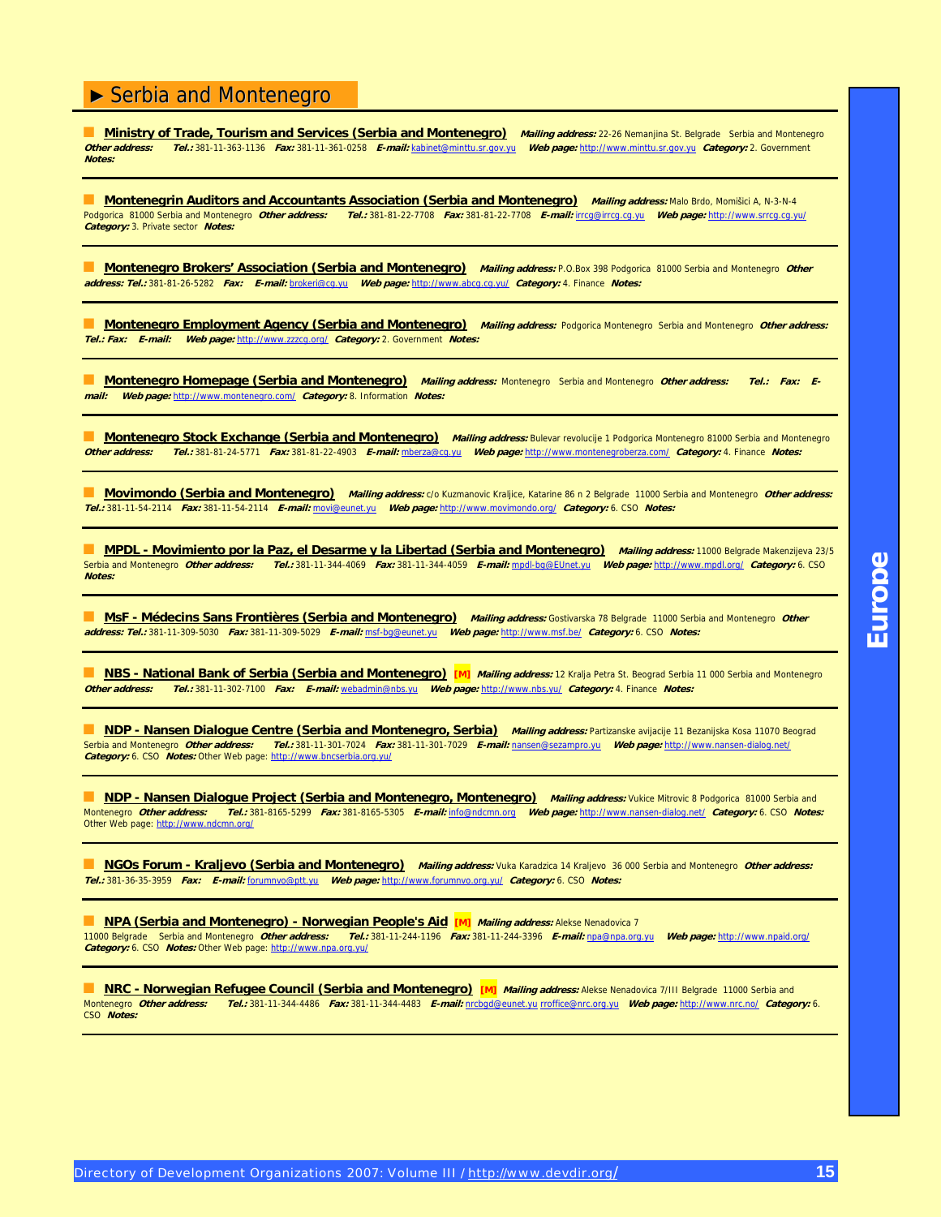## ► Serbia and Montenegro

**Ministry of Trade, Tourism and Services (Serbia and Montenegro)** ***Mailing address:*** 22-26 Nemanjina St. Belgrade Serbia and Montenegro ***Other address:*** ***Tel.:*** 381-11-363-1136 ***Fax:*** 381-11-361-0258 ***E-mail:*** kabinet@minttu.sr.gov.yu ***Web page:*** http://www.minttu.sr.gov.yu ***Category:*** 2. Government ***Notes:***

---

**Montenegrin Auditors and Accountants Association (Serbia and Montenegro)** ***Mailing address:*** Malo Brdo, Momišici A, N-3-N-4 Podgorica 81000 Serbia and Montenegro ***Other address:*** ***Tel.:*** 381-81-22-7708 ***Fax:*** 381-81-22-7708 ***E-mail:*** irrcg@irrcg.cg.yu ***Web page:*** http://www.srrcg.cg.yu/ ***Category:*** 3. Private sector ***Notes:***

---

**Montenegro Brokers' Association (Serbia and Montenegro)** ***Mailing address:*** P.O.Box 398 Podgorica 81000 Serbia and Montenegro ***Other address:*** ***Tel.:*** 381-81-26-5282 ***Fax:*** ***E-mail:*** brokeri@cg.yu ***Web page:*** http://www.abcg.cg.yu/ ***Category:*** 4. Finance ***Notes:***

---

**Montenegro Employment Agency (Serbia and Montenegro)** ***Mailing address:*** Podgorica Montenegro Serbia and Montenegro ***Other address:*** ***Tel.:*** ***Fax:*** ***E-mail:*** ***Web page:*** http://www.zzzcg.org/ ***Category:*** 2. Government ***Notes:***

---

**Montenegro Homepage (Serbia and Montenegro)** ***Mailing address:*** Montenegro Serbia and Montenegro ***Other address:*** ***Tel.:*** ***Fax:*** ***E-mail:*** ***Web page:*** http://www.montenegro.com/ ***Category:*** 8. Information ***Notes:***

---

**Montenegro Stock Exchange (Serbia and Montenegro)** ***Mailing address:*** Bulevar revolucije 1 Podgorica Montenegro 81000 Serbia and Montenegro ***Other address:*** ***Tel.:*** 381-81-24-5771 ***Fax:*** 381-81-22-4903 ***E-mail:*** mberza@cg.yu ***Web page:*** http://www.montenegroberza.com/ ***Category:*** 4. Finance ***Notes:***

---

**Movimondo (Serbia and Montenegro)** ***Mailing address:*** c/o Kuzmanovic Kraljice, Katarine 86 n 2 Belgrade 11000 Serbia and Montenegro ***Other address:*** ***Tel.:*** 381-11-54-2114 ***Fax:*** 381-11-54-2114 ***E-mail:*** movi@eunet.yu ***Web page:*** http://www.movimondo.org/ ***Category:*** 6. CSO ***Notes:***

---

**MPDL - Movimiento por la Paz, el Desarme y la Libertad (Serbia and Montenegro)** ***Mailing address:*** 11000 Belgrade Makenzijeva 23/5 Serbia and Montenegro ***Other address:*** ***Tel.:*** 381-11-344-4069 ***Fax:*** 381-11-344-4059 ***E-mail:*** mpdl-bg@EUnet.yu ***Web page:*** http://www.mpdl.org/ ***Category:*** 6. CSO ***Notes:***

---

**MsF - Médecins Sans Frontières (Serbia and Montenegro)** ***Mailing address:*** Gostivarska 78 Belgrade 11000 Serbia and Montenegro ***Other address:*** ***Tel.:*** 381-11-309-5030 ***Fax:*** 381-11-309-5029 ***E-mail:*** msf-bg@eunet.yu ***Web page:*** http://www.msf.be/ ***Category:*** 6. CSO ***Notes:***

---

**NBS - National Bank of Serbia (Serbia and Montenegro)** [M] ***Mailing address:*** 12 Kralja Petra St. Beograd Serbia 11 000 Serbia and Montenegro ***Other address:*** ***Tel.:*** 381-11-302-7100 ***Fax:*** ***E-mail:*** webadmin@nbs.yu ***Web page:*** http://www.nbs.yu/ ***Category:*** 4. Finance ***Notes:***

---

**NDP - Nansen Dialogue Centre (Serbia and Montenegro, Serbia)** ***Mailing address:*** Partizanske avijacije 11 Bezanijska Kosa 11070 Beograd Serbia and Montenegro ***Other address:*** ***Tel.:*** 381-11-301-7024 ***Fax:*** 381-11-301-7029 ***E-mail:*** nansen@sezampro.yu ***Web page:*** http://www.nansen-dialog.net/ ***Category:*** 6. CSO ***Notes:*** Other Web page: http://www.bncserbia.org.yu/

---

**NDP - Nansen Dialogue Project (Serbia and Montenegro, Montenegro)** ***Mailing address:*** Vukice Mitrovic 8 Podgorica 81000 Serbia and Montenegro ***Other address:*** ***Tel.:*** 381-8165-5299 ***Fax:*** 381-8165-5305 ***E-mail:*** info@ndcmn.org ***Web page:*** http://www.nansen-dialog.net/ ***Category:*** 6. CSO ***Notes:*** Other Web page: http://www.ndcmn.org/

---

**NGOs Forum - Kraljevo (Serbia and Montenegro)** ***Mailing address:*** Vuka Karadzica 14 Kraljevo 36 000 Serbia and Montenegro ***Other address:*** ***Tel.:*** 381-36-35-3959 ***Fax:*** ***E-mail:*** forumnvo@ptt.yu ***Web page:*** http://www.forumnvo.org.yu/ ***Category:*** 6. CSO ***Notes:***

---

**NPA (Serbia and Montenegro) - Norwegian People's Aid** [M] ***Mailing address:*** Alekse Nenadovica 7 11000 Belgrade Serbia and Montenegro ***Other address:*** ***Tel.:*** 381-11-244-1196 ***Fax:*** 381-11-244-3396 ***E-mail:*** npa@npa.org.yu ***Web page:*** http://www.npaid.org/ ***Category:*** 6. CSO ***Notes:*** Other Web page: http://www.npa.org.yu/

---

**NRC - Norwegian Refugee Council (Serbia and Montenegro)** [M] ***Mailing address:*** Alekse Nenadovica 7/III Belgrade 11000 Serbia and Montenegro ***Other address:*** ***Tel.:*** 381-11-344-4486 ***Fax:*** 381-11-344-4483 ***E-mail:*** nrcbgd@eunet.yu rroffice@nrc.org.yu ***Web page:*** http://www.nrc.no/ ***Category:*** 6. CSO ***Notes:***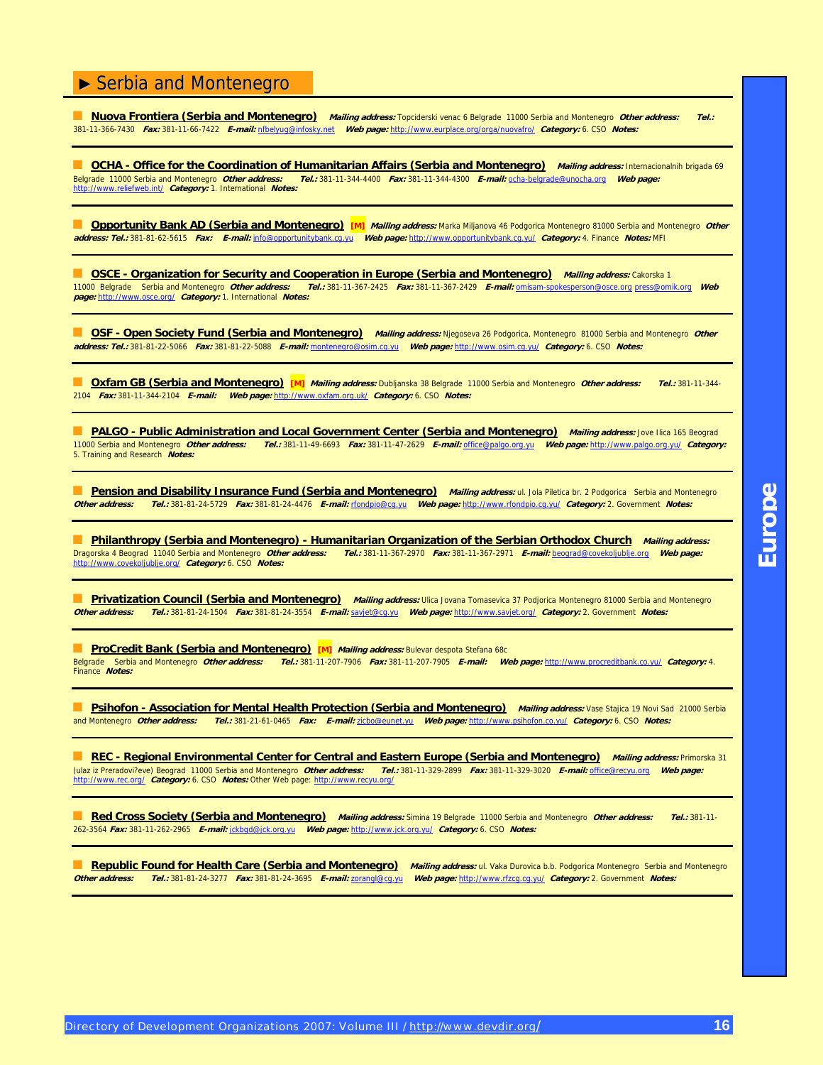## ► Serbia and Montenegro

**Nuova Frontiera (Serbia and Montenegro)** ***Mailing address:*** Topciderski venac 6 Belgrade 11000 Serbia and Montenegro ***Other address:*** ***Tel.:*** 381-11-366-7430 ***Fax:*** 381-11-66-7422 ***E-mail:*** nfbelyug@infosky.net ***Web page:*** http://www.eurplace.org/orga/nuovafro/ ***Category:*** 6. CSO ***Notes:***

---

**OCHA - Office for the Coordination of Humanitarian Affairs (Serbia and Montenegro)** ***Mailing address:*** Internacionalnih brigada 69 Belgrade 11000 Serbia and Montenegro ***Other address:*** ***Tel.:*** 381-11-344-4400 ***Fax:*** 381-11-344-4300 ***E-mail:*** ocha-belgrade@unocha.org ***Web page:*** http://www.reliefweb.int/ ***Category:*** 1. International ***Notes:***

---

**Opportunity Bank AD (Serbia and Montenegro)** **[M]** ***Mailing address:*** Marka Miljanova 46 Podgorica Montenegro 81000 Serbia and Montenegro ***Other address:*** ***Tel.:*** 381-81-62-5615 ***Fax:*** ***E-mail:*** info@opportunitybank.cg.yu ***Web page:*** http://www.opportunitybank.cg.yu/ ***Category:*** 4. Finance ***Notes:*** MFI

---

**OSCE - Organization for Security and Cooperation in Europe (Serbia and Montenegro)** ***Mailing address:*** Cakorska 1 11000 Belgrade Serbia and Montenegro ***Other address:*** ***Tel.:*** 381-11-367-2425 ***Fax:*** 381-11-367-2429 ***E-mail:*** omisam-spokesperson@osce.org press@omik.org ***Web page:*** http://www.osce.org/ ***Category:*** 1. International ***Notes:***

---

**OSF - Open Society Fund (Serbia and Montenegro)** ***Mailing address:*** Njegoseva 26 Podgorica, Montenegro 81000 Serbia and Montenegro ***Other address:*** ***Tel.:*** 381-81-22-5066 ***Fax:*** 381-81-22-5088 ***E-mail:*** montenegro@osim.cg.yu ***Web page:*** http://www.osim.cg.yu/ ***Category:*** 6. CSO ***Notes:***

---

**Oxfam GB (Serbia and Montenegro)** **[M]** ***Mailing address:*** Dubljanska 38 Belgrade 11000 Serbia and Montenegro ***Other address:*** ***Tel.:*** 381-11-344-2104 ***Fax:*** 381-11-344-2104 ***E-mail:*** ***Web page:*** http://www.oxfam.org.uk/ ***Category:*** 6. CSO ***Notes:***

---

**PALGO - Public Administration and Local Government Center (Serbia and Montenegro)** ***Mailing address:*** Jove Ilica 165 Beograd 11000 Serbia and Montenegro ***Other address:*** ***Tel.:*** 381-11-49-6693 ***Fax:*** 381-11-47-2629 ***E-mail:*** office@palgo.org.yu ***Web page:*** http://www.palgo.org.yu/ ***Category:*** 5. Training and Research ***Notes:***

---

**Pension and Disability Insurance Fund (Serbia and Montenegro)** ***Mailing address:*** ul. Jola Piletica br. 2 Podgorica Serbia and Montenegro ***Other address:*** ***Tel.:*** 381-81-24-5729 ***Fax:*** 381-81-24-4476 ***E-mail:*** rfondpio@cg.yu ***Web page:*** http://www.rfondpio.cg.yu/ ***Category:*** 2. Government ***Notes:***

---

**Philanthropy (Serbia and Montenegro) - Humanitarian Organization of the Serbian Orthodox Church** ***Mailing address:*** Dragorska 4 Beograd 11040 Serbia and Montenegro ***Other address:*** ***Tel.:*** 381-11-367-2970 ***Fax:*** 381-11-367-2971 ***E-mail:*** beograd@covekoljublje.org ***Web page:*** http://www.covekoljublje.org/ ***Category:*** 6. CSO ***Notes:***

---

**Privatization Council (Serbia and Montenegro)** ***Mailing address:*** Ulica Jovana Tomasevica 37 Podjorica Montenegro 81000 Serbia and Montenegro ***Other address:*** ***Tel.:*** 381-81-24-1504 ***Fax:*** 381-81-24-3554 ***E-mail:*** savjet@cg.yu ***Web page:*** http://www.savjet.org/ ***Category:*** 2. Government ***Notes:***

---

**ProCredit Bank (Serbia and Montenegro)** **[M]** ***Mailing address:*** Bulevar despota Stefana 68c Belgrade Serbia and Montenegro ***Other address:*** ***Tel.:*** 381-11-207-7906 ***Fax:*** 381-11-207-7905 ***E-mail:*** ***Web page:*** http://www.procreditbank.co.yu/ ***Category:*** 4. Finance ***Notes:***

---

**Psihofon - Association for Mental Health Protection (Serbia and Montenegro)** ***Mailing address:*** Vase Stajica 19 Novi Sad 21000 Serbia and Montenegro ***Other address:*** ***Tel.:*** 381-21-61-0465 ***Fax:*** ***E-mail:*** zicbo@eunet.yu ***Web page:*** http://www.psihofon.co.yu/ ***Category:*** 6. CSO ***Notes:***

---

**REC - Regional Environmental Center for Central and Eastern Europe (Serbia and Montenegro)** ***Mailing address:*** Primorska 31 (ulaz iz Preradovi?eve) Beograd 11000 Serbia and Montenegro ***Other address:*** ***Tel.:*** 381-11-329-2899 ***Fax:*** 381-11-329-3020 ***E-mail:*** office@recyu.org ***Web page:*** http://www.rec.org/ ***Category:*** 6. CSO ***Notes:*** Other Web page: http://www.recyu.org/

---

**Red Cross Society (Serbia and Montenegro)** ***Mailing address:*** Simina 19 Belgrade 11000 Serbia and Montenegro ***Other address:*** ***Tel.:*** 381-11-262-3564 ***Fax:*** 381-11-262-2965 ***E-mail:*** jckbgd@jck.org.yu ***Web page:*** http://www.jck.org.yu/ ***Category:*** 6. CSO ***Notes:***

---

**Republic Found for Health Care (Serbia and Montenegro)** ***Mailing address:*** ul. Vaka Durovica b.b. Podgorica Montenegro Serbia and Montenegro ***Other address:*** ***Tel.:*** 381-81-24-3277 ***Fax:*** 381-81-24-3695 ***E-mail:*** zorangl@cg.yu ***Web page:*** http://www.rfzcg.cg.yu/ ***Category:*** 2. Government ***Notes:***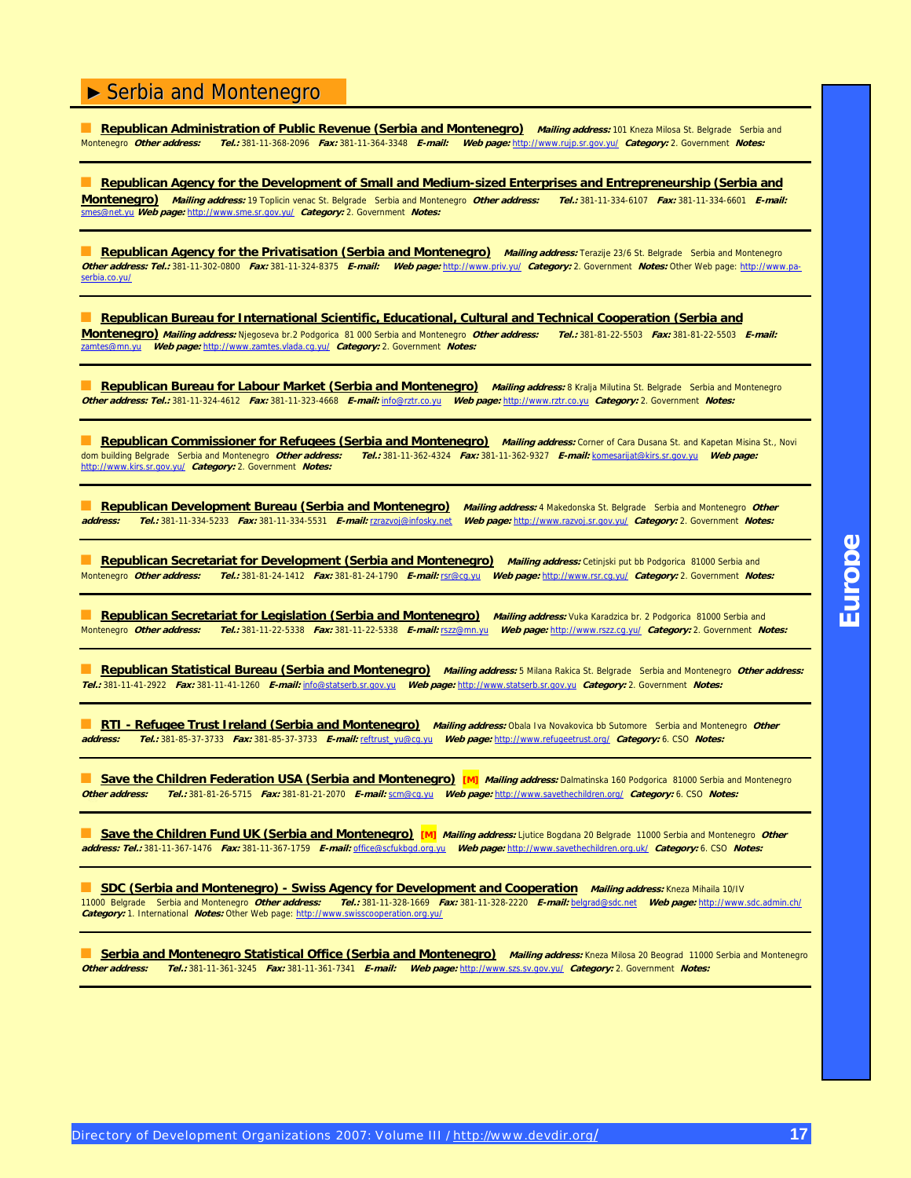## ► Serbia and Montenegro

**Republican Administration of Public Revenue (Serbia and Montenegro)** ***Mailing address:*** 101 Kneza Milosa St. Belgrade Serbia and Montenegro ***Other address:*** ***Tel.:*** 381-11-368-2096 ***Fax:*** 381-11-364-3348 ***E-mail:*** ***Web page:*** http://www.rujp.sr.gov.yu/ ***Category:*** 2. Government ***Notes:***

---

**Republican Agency for the Development of Small and Medium-sized Enterprises and Entrepreneurship (Serbia and Montenegro)** ***Mailing address:*** 19 Toplicin venac St. Belgrade Serbia and Montenegro ***Other address:*** ***Tel.:*** 381-11-334-6107 ***Fax:*** 381-11-334-6601 ***E-mail:*** smes@net.yu ***Web page:*** http://www.sme.sr.gov.yu/ ***Category:*** 2. Government ***Notes:***

---

**Republican Agency for the Privatisation (Serbia and Montenegro)** ***Mailing address:*** Terazije 23/6 St. Belgrade Serbia and Montenegro ***Other address:*** ***Tel.:*** 381-11-302-0800 ***Fax:*** 381-11-324-8375 ***E-mail:*** ***Web page:*** http://www.priv.yu/ ***Category:*** 2. Government ***Notes:*** Other Web page: http://www.pa-serbia.co.yu/

---

**Republican Bureau for International Scientific, Educational, Cultural and Technical Cooperation (Serbia and Montenegro)** ***Mailing address:*** Njegoseva br.2 Podgorica 81 000 Serbia and Montenegro ***Other address:*** ***Tel.:*** 381-81-22-5503 ***Fax:*** 381-81-22-5503 ***E-mail:*** zamtes@mn.yu ***Web page:*** http://www.zamtes.vlada.cg.yu/ ***Category:*** 2. Government ***Notes:***

---

**Republican Bureau for Labour Market (Serbia and Montenegro)** ***Mailing address:*** 8 Kralja Milutina St. Belgrade Serbia and Montenegro ***Other address:*** ***Tel.:*** 381-11-324-4612 ***Fax:*** 381-11-323-4668 ***E-mail:*** info@rztr.co.yu ***Web page:*** http://www.rztr.co.yu ***Category:*** 2. Government ***Notes:***

---

**Republican Commissioner for Refugees (Serbia and Montenegro)** ***Mailing address:*** Corner of Cara Dusana St. and Kapetan Misina St., Novi dom building Belgrade Serbia and Montenegro ***Other address:*** ***Tel.:*** 381-11-362-4324 ***Fax:*** 381-11-362-9327 ***E-mail:*** komesarijat@kirs.sr.gov.yu ***Web page:*** http://www.kirs.sr.gov.yu/ ***Category:*** 2. Government ***Notes:***

---

**Republican Development Bureau (Serbia and Montenegro)** ***Mailing address:*** 4 Makedonska St. Belgrade Serbia and Montenegro ***Other address:*** ***Tel.:*** 381-11-334-5233 ***Fax:*** 381-11-334-5531 ***E-mail:*** rzrazvoj@infosky.net ***Web page:*** http://www.razvoj.sr.gov.yu/ ***Category:*** 2. Government ***Notes:***

---

**Republican Secretariat for Development (Serbia and Montenegro)** ***Mailing address:*** Cetinjski put bb Podgorica 81000 Serbia and Montenegro ***Other address:*** ***Tel.:*** 381-81-24-1412 ***Fax:*** 381-81-24-1790 ***E-mail:*** rsr@cg.yu ***Web page:*** http://www.rsr.cg.yu/ ***Category:*** 2. Government ***Notes:***

---

**Republican Secretariat for Legislation (Serbia and Montenegro)** ***Mailing address:*** Vuka Karadzica br. 2 Podgorica 81000 Serbia and Montenegro ***Other address:*** ***Tel.:*** 381-11-22-5338 ***Fax:*** 381-11-22-5338 ***E-mail:*** rszz@mn.yu ***Web page:*** http://www.rszz.cg.yu/ ***Category:*** 2. Government ***Notes:***

---

**Republican Statistical Bureau (Serbia and Montenegro)** ***Mailing address:*** 5 Milana Rakica St. Belgrade Serbia and Montenegro ***Other address:*** ***Tel.:*** 381-11-41-2922 ***Fax:*** 381-11-41-1260 ***E-mail:*** info@statserb.sr.gov.yu ***Web page:*** http://www.statserb.sr.gov.yu ***Category:*** 2. Government ***Notes:***

---

**RTI - Refugee Trust Ireland (Serbia and Montenegro)** ***Mailing address:*** Obala Iva Novakovica bb Sutomore Serbia and Montenegro ***Other address:*** ***Tel.:*** 381-85-37-3733 ***Fax:*** 381-85-37-3733 ***E-mail:*** reftrust_yu@cg.yu ***Web page:*** http://www.refugeetrust.org/ ***Category:*** 6. CSO ***Notes:***

---

**Save the Children Federation USA (Serbia and Montenegro)** [M] ***Mailing address:*** Dalmatinska 160 Podgorica 81000 Serbia and Montenegro ***Other address:*** ***Tel.:*** 381-81-26-5715 ***Fax:*** 381-81-21-2070 ***E-mail:*** scm@cg.yu ***Web page:*** http://www.savethechildren.org/ ***Category:*** 6. CSO ***Notes:***

---

**Save the Children Fund UK (Serbia and Montenegro)** [M] ***Mailing address:*** Ljutice Bogdana 20 Belgrade 11000 Serbia and Montenegro ***Other address:*** ***Tel.:*** 381-11-367-1476 ***Fax:*** 381-11-367-1759 ***E-mail:*** office@scfukbgd.org.yu ***Web page:*** http://www.savethechildren.org.uk/ ***Category:*** 6. CSO ***Notes:***

---

**SDC (Serbia and Montenegro) - Swiss Agency for Development and Cooperation** ***Mailing address:*** Kneza Mihaila 10/IV 11000 Belgrade Serbia and Montenegro ***Other address:*** ***Tel.:*** 381-11-328-1669 ***Fax:*** 381-11-328-2220 ***E-mail:*** belgrad@sdc.net ***Web page:*** http://www.sdc.admin.ch/ ***Category:*** 1. International ***Notes:*** Other Web page: http://www.swisscooperation.org.yu/

---

**Serbia and Montenegro Statistical Office (Serbia and Montenegro)** ***Mailing address:*** Kneza Milosa 20 Beograd 11000 Serbia and Montenegro ***Other address:*** ***Tel.:*** 381-11-361-3245 ***Fax:*** 381-11-361-7341 ***E-mail:*** ***Web page:*** http://www.szs.sv.gov.yu/ ***Category:*** 2. Government ***Notes:***

---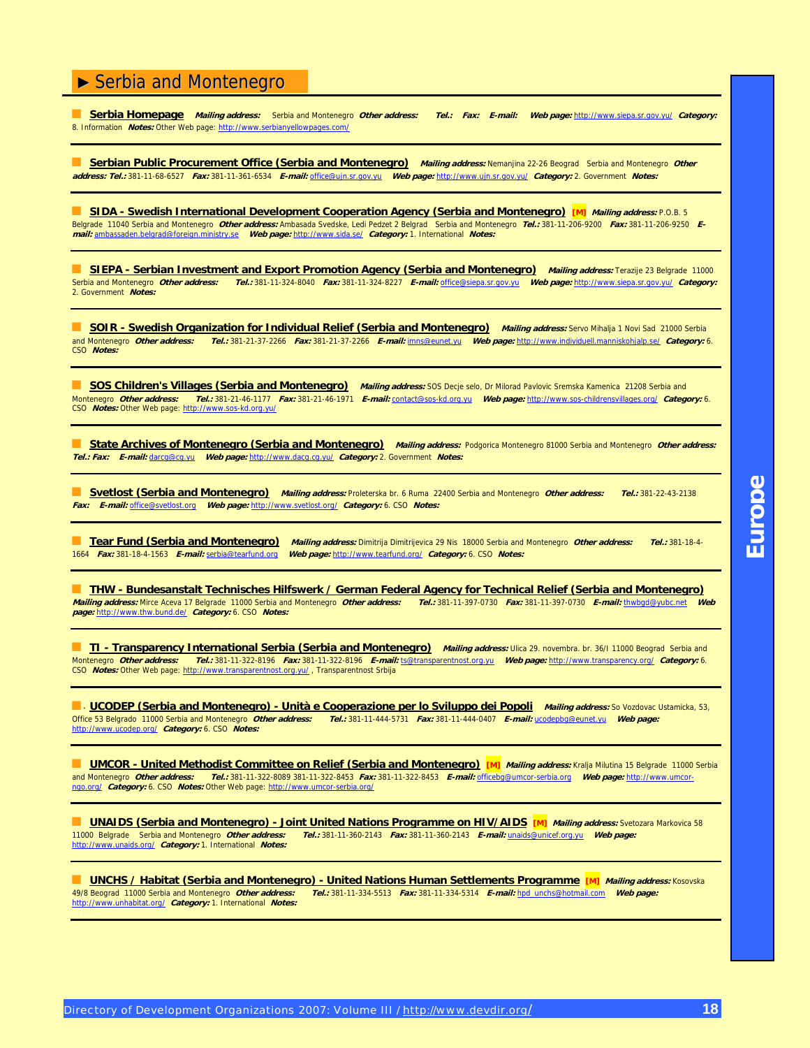# ► Serbia and Montenegro

**Serbia Homepage** ***Mailing address:*** Serbia and Montenegro ***Other address:*** ***Tel.:*** ***Fax:*** ***E-mail:*** ***Web page:*** http://www.siepa.sr.gov.yu/ ***Category:*** 8. Information ***Notes:*** Other Web page: http://www.serbianyellowpages.com/

---

**Serbian Public Procurement Office (Serbia and Montenegro)** ***Mailing address:*** Nemanjina 22-26 Beograd Serbia and Montenegro ***Other address:*** ***Tel.:*** 381-11-68-6527 ***Fax:*** 381-11-361-6534 ***E-mail:*** office@ujn.sr.gov.yu ***Web page:*** http://www.ujn.sr.gov.yu/ ***Category:*** 2. Government ***Notes:***

---

**SIDA - Swedish International Development Cooperation Agency (Serbia and Montenegro)** [M] ***Mailing address:*** P.O.B. 5 Belgrade 11040 Serbia and Montenegro ***Other address:*** Ambasada Svedske, Ledi Pedzet 2 Belgrad Serbia and Montenegro ***Tel.:*** 381-11-206-9200 ***Fax:*** 381-11-206-9250 ***E-mail:*** ambassaden.belgrad@foreign.ministry.se ***Web page:*** http://www.sida.se/ ***Category:*** 1. International ***Notes:***

---

**SIEPA - Serbian Investment and Export Promotion Agency (Serbia and Montenegro)** ***Mailing address:*** Terazije 23 Belgrade 11000 Serbia and Montenegro ***Other address:*** ***Tel.:*** 381-11-324-8040 ***Fax:*** 381-11-324-8227 ***E-mail:*** office@siepa.sr.gov.yu ***Web page:*** http://www.siepa.sr.gov.yu/ ***Category:*** 2. Government ***Notes:***

---

**SOIR - Swedish Organization for Individual Relief (Serbia and Montenegro)** ***Mailing address:*** Servo Mihalja 1 Novi Sad 21000 Serbia and Montenegro ***Other address:*** ***Tel.:*** 381-21-37-2266 ***Fax:*** 381-21-37-2266 ***E-mail:*** imns@eunet.yu ***Web page:*** http://www.individuell.manniskohjalp.se/ ***Category:*** 6. CSO ***Notes:***

---

**SOS Children's Villages (Serbia and Montenegro)** ***Mailing address:*** SOS Decje selo, Dr Milorad Pavlovic Sremska Kamenica 21208 Serbia and Montenegro ***Other address:*** ***Tel.:*** 381-21-46-1177 ***Fax:*** 381-21-46-1971 ***E-mail:*** contact@sos-kd.org.yu ***Web page:*** http://www.sos-childrensvillages.org/ ***Category:*** 6. CSO ***Notes:*** Other Web page: http://www.sos-kd.org.yu/

---

**State Archives of Montenegro (Serbia and Montenegro)** ***Mailing address:*** Podgorica Montenegro 81000 Serbia and Montenegro ***Other address:*** ***Tel.:*** ***Fax:*** ***E-mail:*** darcg@cg.yu ***Web page:*** http://www.dacg.cg.yu/ ***Category:*** 2. Government ***Notes:***

---

**Svetlost (Serbia and Montenegro)** ***Mailing address:*** Proleterska br. 6 Ruma 22400 Serbia and Montenegro ***Other address:*** ***Tel.:*** 381-22-43-2138 ***Fax:*** ***E-mail:*** office@svetlost.org ***Web page:*** http://www.svetlost.org/ ***Category:*** 6. CSO ***Notes:***

---

**Tear Fund (Serbia and Montenegro)** ***Mailing address:*** Dimitrija Dimitrijevica 29 Nis 18000 Serbia and Montenegro ***Other address:*** ***Tel.:*** 381-18-4-1664 ***Fax:*** 381-18-4-1563 ***E-mail:*** serbia@tearfund.org ***Web page:*** http://www.tearfund.org/ ***Category:*** 6. CSO ***Notes:***

---

**THW - Bundesanstalt Technisches Hilfswerk / German Federal Agency for Technical Relief (Serbia and Montenegro)** ***Mailing address:*** Mirce Aceva 17 Belgrade 11000 Serbia and Montenegro ***Other address:*** ***Tel.:*** 381-11-397-0730 ***Fax:*** 381-11-397-0730 ***E-mail:*** thwbgd@yubc.net ***Web page:*** http://www.thw.bund.de/ ***Category:*** 6. CSO ***Notes:***

---

**TI - Transparency International Serbia (Serbia and Montenegro)** ***Mailing address:*** Ulica 29. novembra. br. 36/I 11000 Beograd Serbia and Montenegro ***Other address:*** ***Tel.:*** 381-11-322-8196 ***Fax:*** 381-11-322-8196 ***E-mail:*** ts@transparentnost.org.yu ***Web page:*** http://www.transparency.org/ ***Category:*** 6. CSO ***Notes:*** Other Web page: http://www.transparentnost.org.yu/ , Transparentnost Srbija

---

**UCODEP (Serbia and Montenegro) - Unità e Cooperazione per lo Sviluppo dei Popoli** ***Mailing address:*** So Vozdovac Ustamicka, 53, Office 53 Belgrado 11000 Serbia and Montenegro ***Other address:*** ***Tel.:*** 381-11-444-5731 ***Fax:*** 381-11-444-0407 ***E-mail:*** ucodepbg@eunet.yu ***Web page:*** http://www.ucodep.org/ ***Category:*** 6. CSO ***Notes:***

---

**UMCOR - United Methodist Committee on Relief (Serbia and Montenegro)** [M] ***Mailing address:*** Kralja Milutina 15 Belgrade 11000 Serbia and Montenegro ***Other address:*** ***Tel.:*** 381-11-322-8089 381-11-322-8453 ***Fax:*** 381-11-322-8453 ***E-mail:*** officebg@umcor-serbia.org ***Web page:*** http://www.umcor-ngo.org/ ***Category:*** 6. CSO ***Notes:*** Other Web page: http://www.umcor-serbia.org/

---

**UNAIDS (Serbia and Montenegro) - Joint United Nations Programme on HIV/AIDS** [M] ***Mailing address:*** Svetozara Markovica 58 11000 Belgrade Serbia and Montenegro ***Other address:*** ***Tel.:*** 381-11-360-2143 ***Fax:*** 381-11-360-2143 ***E-mail:*** unaids@unicef.org.yu ***Web page:*** http://www.unaids.org/ ***Category:*** 1. International ***Notes:***

---

**UNCHS / Habitat (Serbia and Montenegro) - United Nations Human Settlements Programme** [M] ***Mailing address:*** Kosovska 49/8 Beograd 11000 Serbia and Montenegro ***Other address:*** ***Tel.:*** 381-11-334-5513 ***Fax:*** 381-11-334-5314 ***E-mail:*** hpd_unchs@hotmail.com ***Web page:*** http://www.unhabitat.org/ ***Category:*** 1. International ***Notes:***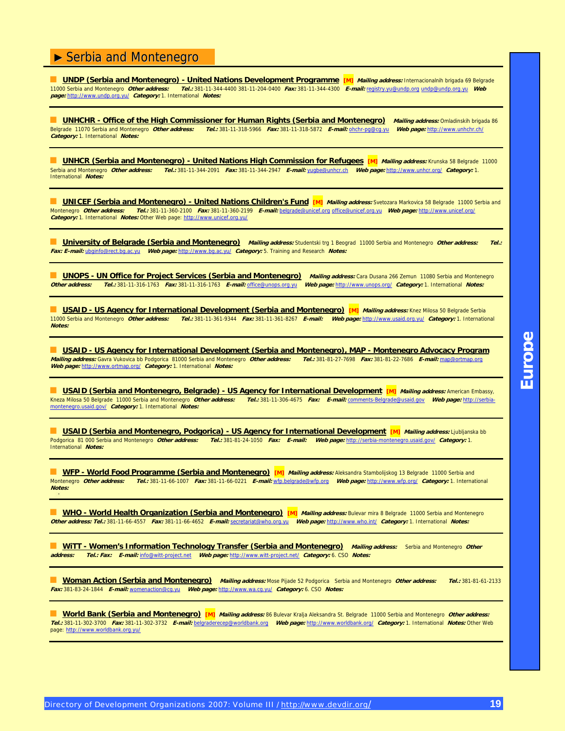## ► Serbia and Montenegro

**UNDP (Serbia and Montenegro) - United Nations Development Programme** [M] ***Mailing address:*** Internacionalnih brigada 69 Belgrade 11000 Serbia and Montenegro ***Other address:*** ***Tel.:*** 381-11-344-4400 381-11-204-0400 ***Fax:*** 381-11-344-4300 ***E-mail:*** registry.yu@undp.org undp@undp.org.yu ***Web page:*** http://www.undp.org.yu/ ***Category:*** 1. International ***Notes:***

---

**UNHCHR - Office of the High Commissioner for Human Rights (Serbia and Montenegro)** ***Mailing address:*** Omladinskih brigada 86 Belgrade 11070 Serbia and Montenegro ***Other address:*** ***Tel.:*** 381-11-318-5966 ***Fax:*** 381-11-318-5872 ***E-mail:*** ohchr-pg@cg.yu ***Web page:*** http://www.unhchr.ch/ ***Category:*** 1. International ***Notes:***

---

**UNHCR (Serbia and Montenegro) - United Nations High Commission for Refugees** [M] ***Mailing address:*** Krunska 58 Belgrade 11000 Serbia and Montenegro ***Other address:*** ***Tel.:*** 381-11-344-2091 ***Fax:*** 381-11-344-2947 ***E-mail:*** yugbe@unhcr.ch ***Web page:*** http://www.unhcr.org/ ***Category:*** 1. International ***Notes:***

---

**UNICEF (Serbia and Montenegro) - United Nations Children's Fund** [M] ***Mailing address:*** Svetozara Markovica 58 Belgrade 11000 Serbia and Montenegro ***Other address:*** ***Tel.:*** 381-11-360-2100 ***Fax:*** 381-11-360-2199 ***E-mail:*** belgrade@unicef.org office@unicef.org.yu ***Web page:*** http://www.unicef.org/ ***Category:*** 1. International ***Notes:*** Other Web page: http://www.unicef.org.yu/

---

**University of Belgrade (Serbia and Montenegro)** ***Mailing address:*** Studentski trg 1 Beograd 11000 Serbia and Montenegro ***Other address:*** ***Tel.:*** ***Fax:*** ***E-mail:*** ubginfo@rect.bg.ac.yu ***Web page:*** http://www.bg.ac.yu/ ***Category:*** 5. Training and Research ***Notes:***

---

**UNOPS - UN Office for Project Services (Serbia and Montenegro)** ***Mailing address:*** Cara Dusana 266 Zemun 11080 Serbia and Montenegro ***Other address:*** ***Tel.:*** 381-11-316-1763 ***Fax:*** 381-11-316-1763 ***E-mail:*** office@unops.org.yu ***Web page:*** http://www.unops.org/ ***Category:*** 1. International ***Notes:***

---

**USAID - US Agency for International Development (Serbia and Montenegro)** [M] ***Mailing address:*** Knez Milosa 50 Belgrade Serbia 11000 Serbia and Montenegro ***Other address:*** ***Tel.:*** 381-11-361-9344 ***Fax:*** 381-11-361-8267 ***E-mail:*** ***Web page:*** http://www.usaid.org.yu/ ***Category:*** 1. International ***Notes:***

---

**USAID - US Agency for International Development (Serbia and Montenegro), MAP - Montenegro Advocacy Program** ***Mailing address:*** Gavra Vukovica bb Podgorica 81000 Serbia and Montenegro ***Other address:*** ***Tel.:*** 381-81-27-7698 ***Fax:*** 381-81-22-7686 ***E-mail:*** map@ortmap.org ***Web page:*** http://www.ortmap.org/ ***Category:*** 1. International ***Notes:***

---

**USAID (Serbia and Montenegro, Belgrade) - US Agency for International Development** [M] ***Mailing address:*** American Embassy, Kneza Milosa 50 Belgrade 11000 Serbia and Montenegro ***Other address:*** ***Tel.:*** 381-11-306-4675 ***Fax:*** ***E-mail:*** comments-Belgrade@usaid.gov ***Web page:*** http://serbia-montenegro.usaid.gov/ ***Category:*** 1. International ***Notes:***

---

**USAID (Serbia and Montenegro, Podgorica) - US Agency for International Development** [M] ***Mailing address:*** Ljubljanska bb Podgorica 81 000 Serbia and Montenegro ***Other address:*** ***Tel.:*** 381-81-24-1050 ***Fax:*** ***E-mail:*** ***Web page:*** http://serbia-montenegro.usaid.gov/ ***Category:*** 1. International ***Notes:***

---

**WFP - World Food Programme (Serbia and Montenegro)** [M] ***Mailing address:*** Aleksandra Stambolijskog 13 Belgrade 11000 Serbia and Montenegro ***Other address:*** ***Tel.:*** 381-11-66-1007 ***Fax:*** 381-11-66-0221 ***E-mail:*** wfp.belgrade@wfp.org ***Web page:*** http://www.wfp.org/ ***Category:*** 1. International ***Notes:***

---

**WHO - World Health Organization (Serbia and Montenegro)** [M] ***Mailing address:*** Bulevar mira 8 Belgrade 11000 Serbia and Montenegro ***Other address:*** ***Tel.:*** 381-11-66-4557 ***Fax:*** 381-11-66-4652 ***E-mail:*** secretariat@who.org.yu ***Web page:*** http://www.who.int/ ***Category:*** 1. International ***Notes:***

---

**WiTT - Women's Information Technology Transfer (Serbia and Montenegro)** ***Mailing address:*** Serbia and Montenegro ***Other address:*** ***Tel.:*** ***Fax:*** ***E-mail:*** info@witt-project.net ***Web page:*** http://www.witt-project.net/ ***Category:*** 6. CSO ***Notes:***

---

**Woman Action (Serbia and Montenegro)** ***Mailing address:*** Mose Pijade 52 Podgorica Serbia and Montenegro ***Other address:*** ***Tel.:*** 381-81-61-2133 ***Fax:*** 381-83-24-1844 ***E-mail:*** womenaction@cg.yu ***Web page:*** http://www.wa.cg.yu/ ***Category:*** 6. CSO ***Notes:***

---

**World Bank (Serbia and Montenegro)** [M] ***Mailing address:*** 86 Bulevar Kralja Aleksandra St. Belgrade 11000 Serbia and Montenegro ***Other address:*** ***Tel.:*** 381-11-302-3700 ***Fax:*** 381-11-302-3732 ***E-mail:*** belgraderecep@worldbank.org ***Web page:*** http://www.worldbank.org/ ***Category:*** 1. International ***Notes:*** Other Web page: http://www.worldbank.org.yu/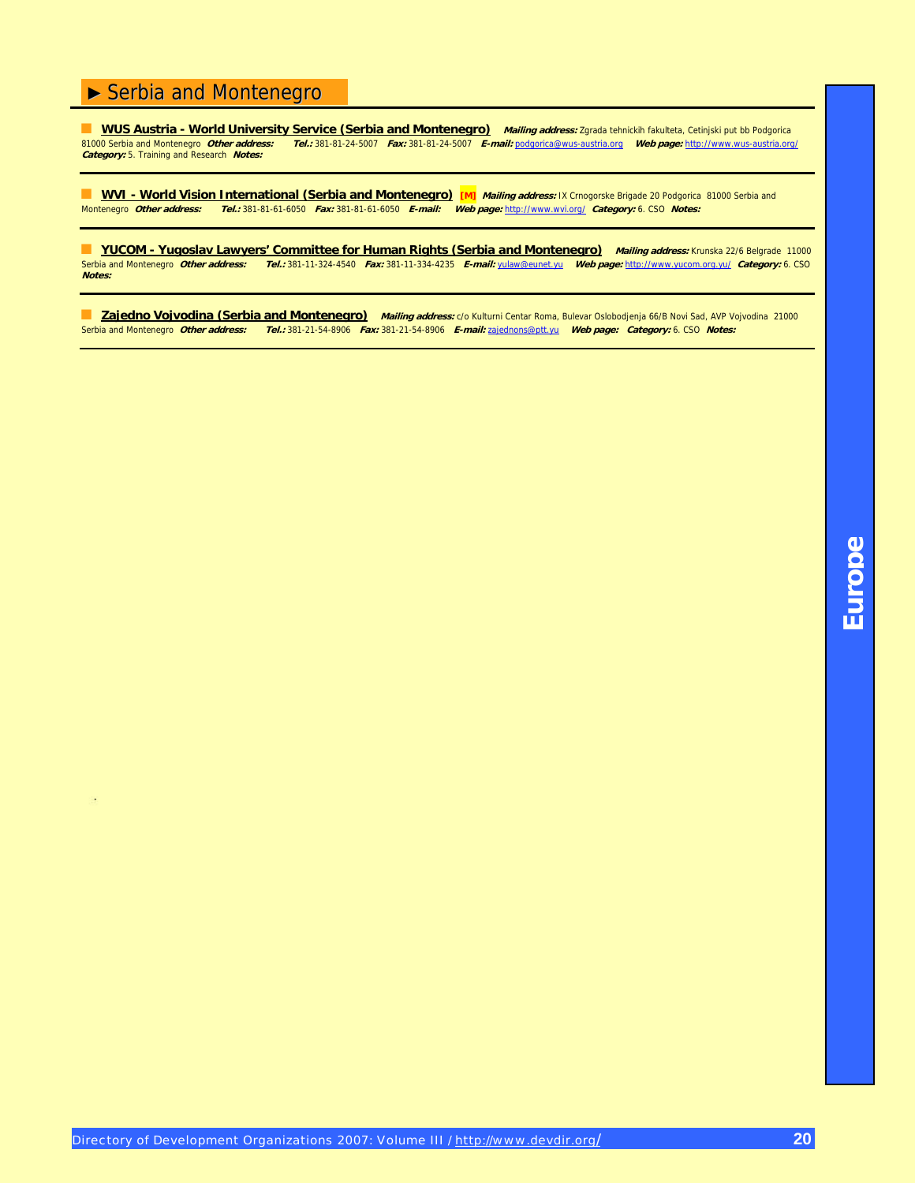## ► Serbia and Montenegro

**WUS Austria - World University Service (Serbia and Montenegro)** ***Mailing address:*** Zgrada tehnickih fakulteta, Cetinjski put bb Podgorica 81000 Serbia and Montenegro ***Other address:*** ***Tel.:*** 381-81-24-5007 ***Fax:*** 381-81-24-5007 ***E-mail:*** podgorica@wus-austria.org ***Web page:*** http://www.wus-austria.org/ ***Category:*** 5. Training and Research ***Notes:***

---

**WVI - World Vision International (Serbia and Montenegro)** **[M]** ***Mailing address:*** IX Crnogorske Brigade 20 Podgorica 81000 Serbia and Montenegro ***Other address:*** ***Tel.:*** 381-81-61-6050 ***Fax:*** 381-81-61-6050 ***E-mail:*** ***Web page:*** http://www.wvi.org/ ***Category:*** 6. CSO ***Notes:***

---

**YUCOM - Yugoslav Lawyers' Committee for Human Rights (Serbia and Montenegro)** ***Mailing address:*** Krunska 22/6 Belgrade 11000 Serbia and Montenegro ***Other address:*** ***Tel.:*** 381-11-324-4540 ***Fax:*** 381-11-334-4235 ***E-mail:*** yulaw@eunet.yu ***Web page:*** http://www.yucom.org.yu/ ***Category:*** 6. CSO ***Notes:***

---

**Zajedno Vojvodina (Serbia and Montenegro)** ***Mailing address:*** c/o Kulturni Centar Roma, Bulevar Oslobodjenja 66/B Novi Sad, AVP Vojvodina 21000 Serbia and Montenegro ***Other address:*** ***Tel.:*** 381-21-54-8906 ***Fax:*** 381-21-54-8906 ***E-mail:*** zajednons@ptt.yu ***Web page:*** ***Category:*** 6. CSO ***Notes:***